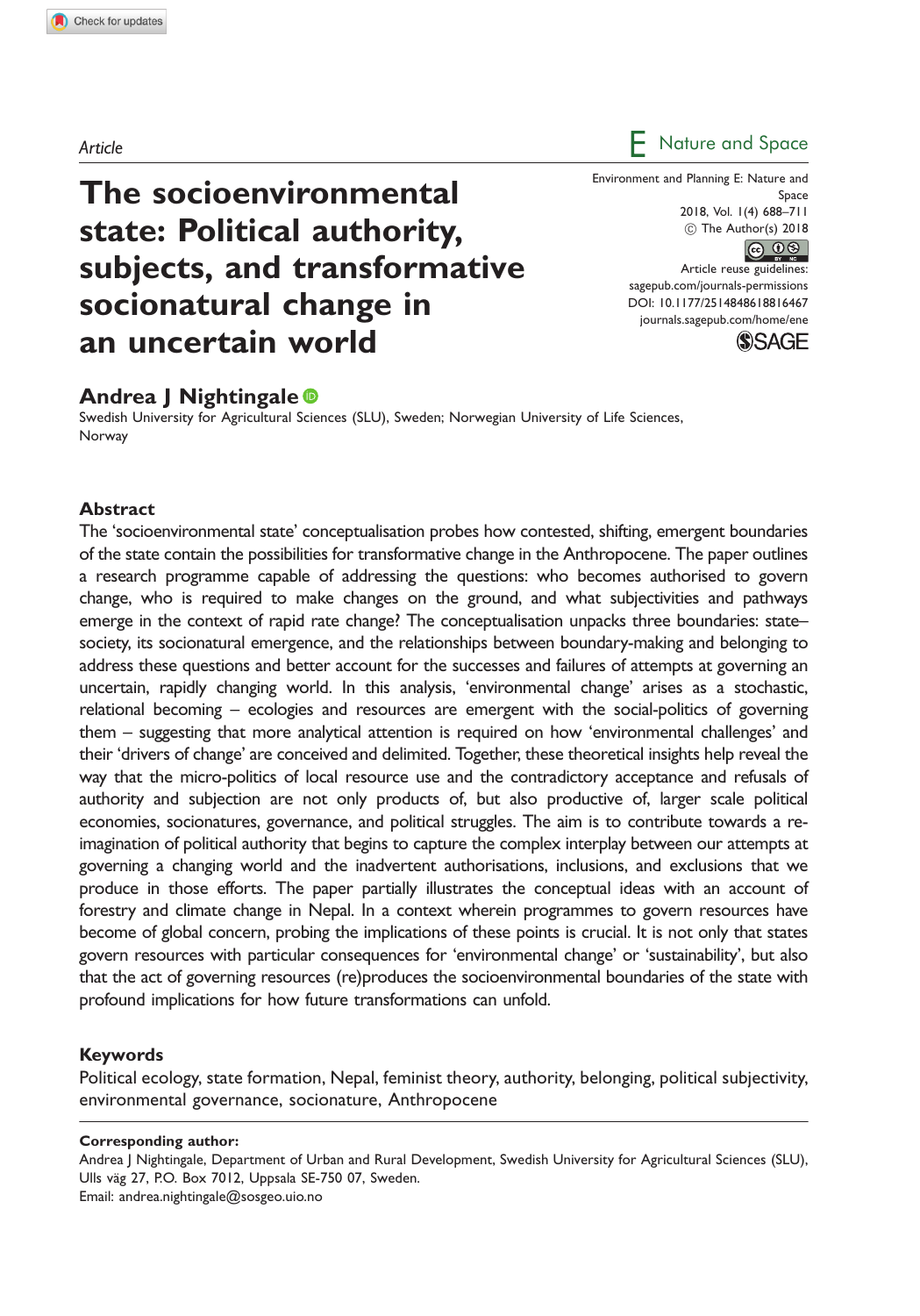Article

# The socioenvironmental state: Political authority, subjects, and transformative socionatural change in an uncertain world

Environment and Planning E: Nature and Space
2018, Vol. 1(4) 688–711
© The Author(s) 2018
Article reuse guidelines:
sagepub.com/journals-permissions
DOI: 10.1177/2514848618816467
journals.sagepub.com/home/ene

**Andrea J Nightingale**

Swedish University for Agricultural Sciences (SLU), Sweden; Norwegian University of Life Sciences, Norway

## Abstract

The 'socioenvironmental state' conceptualisation probes how contested, shifting, emergent boundaries of the state contain the possibilities for transformative change in the Anthropocene. The paper outlines a research programme capable of addressing the questions: who becomes authorised to govern change, who is required to make changes on the ground, and what subjectivities and pathways emerge in the context of rapid rate change? The conceptualisation unpacks three boundaries: state–society, its socionatural emergence, and the relationships between boundary-making and belonging to address these questions and better account for the successes and failures of attempts at governing an uncertain, rapidly changing world. In this analysis, 'environmental change' arises as a stochastic, relational becoming – ecologies and resources are emergent with the social-politics of governing them – suggesting that more analytical attention is required on how 'environmental challenges' and their 'drivers of change' are conceived and delimited. Together, these theoretical insights help reveal the way that the micro-politics of local resource use and the contradictory acceptance and refusals of authority and subjection are not only products of, but also productive of, larger scale political economies, socionatures, governance, and political struggles. The aim is to contribute towards a re-imagination of political authority that begins to capture the complex interplay between our attempts at governing a changing world and the inadvertent authorisations, inclusions, and exclusions that we produce in those efforts. The paper partially illustrates the conceptual ideas with an account of forestry and climate change in Nepal. In a context wherein programmes to govern resources have become of global concern, probing the implications of these points is crucial. It is not only that states govern resources with particular consequences for 'environmental change' or 'sustainability', but also that the act of governing resources (re)produces the socioenvironmental boundaries of the state with profound implications for how future transformations can unfold.

## Keywords

Political ecology, state formation, Nepal, feminist theory, authority, belonging, political subjectivity, environmental governance, socionature, Anthropocene

**Corresponding author:**
Andrea J Nightingale, Department of Urban and Rural Development, Swedish University for Agricultural Sciences (SLU), Ulls väg 27, P.O. Box 7012, Uppsala SE-750 07, Sweden.
Email: andrea.nightingale@sosgeo.uio.no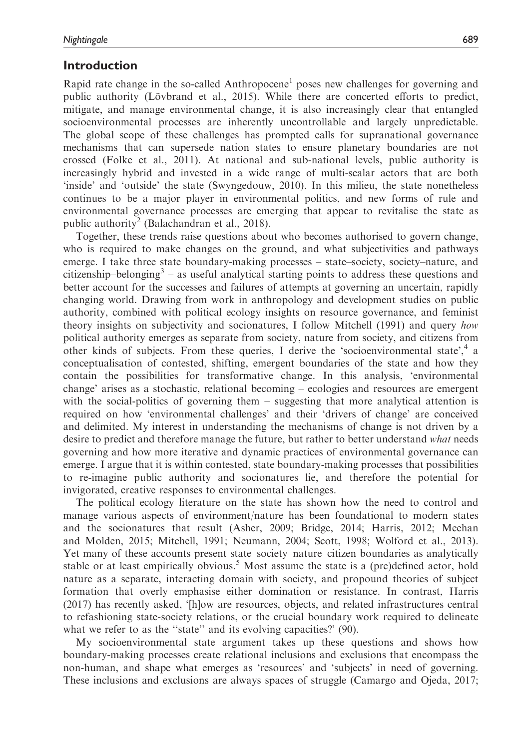## Introduction

Rapid rate change in the so-called Anthropocene[1] poses new challenges for governing and public authority (Lövbrand et al., 2015). While there are concerted efforts to predict, mitigate, and manage environmental change, it is also increasingly clear that entangled socioenvironmental processes are inherently uncontrollable and largely unpredictable. The global scope of these challenges has prompted calls for supranational governance mechanisms that can supersede nation states to ensure planetary boundaries are not crossed (Folke et al., 2011). At national and sub-national levels, public authority is increasingly hybrid and invested in a wide range of multi-scalar actors that are both 'inside' and 'outside' the state (Swyngedouw, 2010). In this milieu, the state nonetheless continues to be a major player in environmental politics, and new forms of rule and environmental governance processes are emerging that appear to revitalise the state as public authority[2] (Balachandran et al., 2018).

Together, these trends raise questions about who becomes authorised to govern change, who is required to make changes on the ground, and what subjectivities and pathways emerge. I take three state boundary-making processes – state–society, society–nature, and citizenship–belonging[3] – as useful analytical starting points to address these questions and better account for the successes and failures of attempts at governing an uncertain, rapidly changing world. Drawing from work in anthropology and development studies on public authority, combined with political ecology insights on resource governance, and feminist theory insights on subjectivity and socionatures, I follow Mitchell (1991) and query *how* political authority emerges as separate from society, nature from society, and citizens from other kinds of subjects. From these queries, I derive the 'socioenvironmental state',[4] a conceptualisation of contested, shifting, emergent boundaries of the state and how they contain the possibilities for transformative change. In this analysis, 'environmental change' arises as a stochastic, relational becoming – ecologies and resources are emergent with the social-politics of governing them – suggesting that more analytical attention is required on how 'environmental challenges' and their 'drivers of change' are conceived and delimited. My interest in understanding the mechanisms of change is not driven by a desire to predict and therefore manage the future, but rather to better understand *what* needs governing and how more iterative and dynamic practices of environmental governance can emerge. I argue that it is within contested, state boundary-making processes that possibilities to re-imagine public authority and socionatures lie, and therefore the potential for invigorated, creative responses to environmental challenges.

The political ecology literature on the state has shown how the need to control and manage various aspects of environment/nature has been foundational to modern states and the socionatures that result (Asher, 2009; Bridge, 2014; Harris, 2012; Meehan and Molden, 2015; Mitchell, 1991; Neumann, 2004; Scott, 1998; Wolford et al., 2013). Yet many of these accounts present state–society–nature–citizen boundaries as analytically stable or at least empirically obvious.[5] Most assume the state is a (pre)defined actor, hold nature as a separate, interacting domain with society, and propound theories of subject formation that overly emphasise either domination or resistance. In contrast, Harris (2017) has recently asked, '[h]ow are resources, objects, and related infrastructures central to refashioning state-society relations, or the crucial boundary work required to delineate what we refer to as the "state" and its evolving capacities?' (90).

My socioenvironmental state argument takes up these questions and shows how boundary-making processes create relational inclusions and exclusions that encompass the non-human, and shape what emerges as 'resources' and 'subjects' in need of governing. These inclusions and exclusions are always spaces of struggle (Camargo and Ojeda, 2017;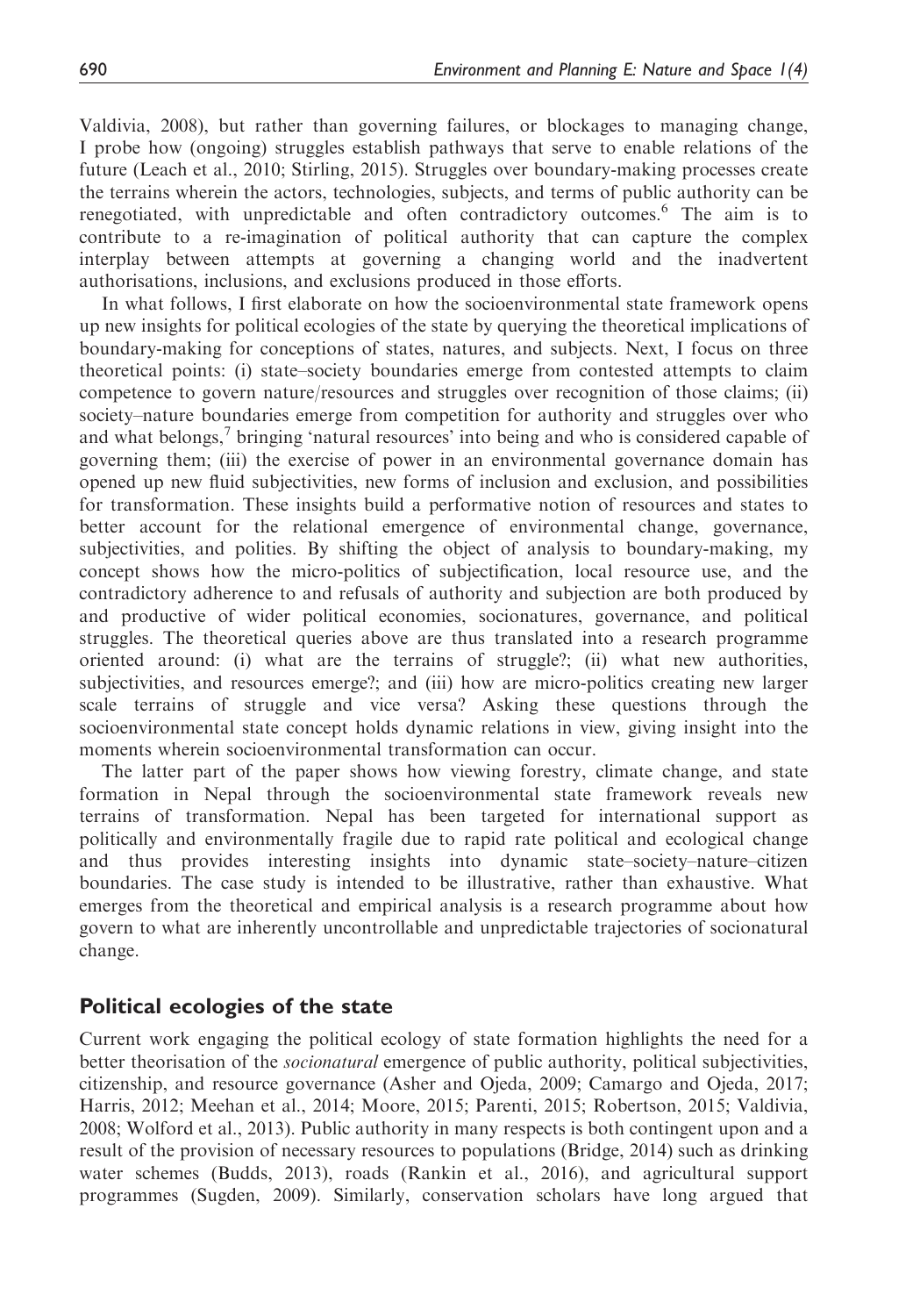Valdivia, 2008), but rather than governing failures, or blockages to managing change, I probe how (ongoing) struggles establish pathways that serve to enable relations of the future (Leach et al., 2010; Stirling, 2015). Struggles over boundary-making processes create the terrains wherein the actors, technologies, subjects, and terms of public authority can be renegotiated, with unpredictable and often contradictory outcomes.[6] The aim is to contribute to a re-imagination of political authority that can capture the complex interplay between attempts at governing a changing world and the inadvertent authorisations, inclusions, and exclusions produced in those efforts.

In what follows, I first elaborate on how the socioenvironmental state framework opens up new insights for political ecologies of the state by querying the theoretical implications of boundary-making for conceptions of states, natures, and subjects. Next, I focus on three theoretical points: (i) state–society boundaries emerge from contested attempts to claim competence to govern nature/resources and struggles over recognition of those claims; (ii) society–nature boundaries emerge from competition for authority and struggles over who and what belongs,[7] bringing 'natural resources' into being and who is considered capable of governing them; (iii) the exercise of power in an environmental governance domain has opened up new fluid subjectivities, new forms of inclusion and exclusion, and possibilities for transformation. These insights build a performative notion of resources and states to better account for the relational emergence of environmental change, governance, subjectivities, and polities. By shifting the object of analysis to boundary-making, my concept shows how the micro-politics of subjectification, local resource use, and the contradictory adherence to and refusals of authority and subjection are both produced by and productive of wider political economies, socionatures, governance, and political struggles. The theoretical queries above are thus translated into a research programme oriented around: (i) what are the terrains of struggle?; (ii) what new authorities, subjectivities, and resources emerge?; and (iii) how are micro-politics creating new larger scale terrains of struggle and vice versa? Asking these questions through the socioenvironmental state concept holds dynamic relations in view, giving insight into the moments wherein socioenvironmental transformation can occur.

The latter part of the paper shows how viewing forestry, climate change, and state formation in Nepal through the socioenvironmental state framework reveals new terrains of transformation. Nepal has been targeted for international support as politically and environmentally fragile due to rapid rate political and ecological change and thus provides interesting insights into dynamic state–society–nature–citizen boundaries. The case study is intended to be illustrative, rather than exhaustive. What emerges from the theoretical and empirical analysis is a research programme about how govern to what are inherently uncontrollable and unpredictable trajectories of socionatural change.

## Political ecologies of the state

Current work engaging the political ecology of state formation highlights the need for a better theorisation of the *socionatural* emergence of public authority, political subjectivities, citizenship, and resource governance (Asher and Ojeda, 2009; Camargo and Ojeda, 2017; Harris, 2012; Meehan et al., 2014; Moore, 2015; Parenti, 2015; Robertson, 2015; Valdivia, 2008; Wolford et al., 2013). Public authority in many respects is both contingent upon and a result of the provision of necessary resources to populations (Bridge, 2014) such as drinking water schemes (Budds, 2013), roads (Rankin et al., 2016), and agricultural support programmes (Sugden, 2009). Similarly, conservation scholars have long argued that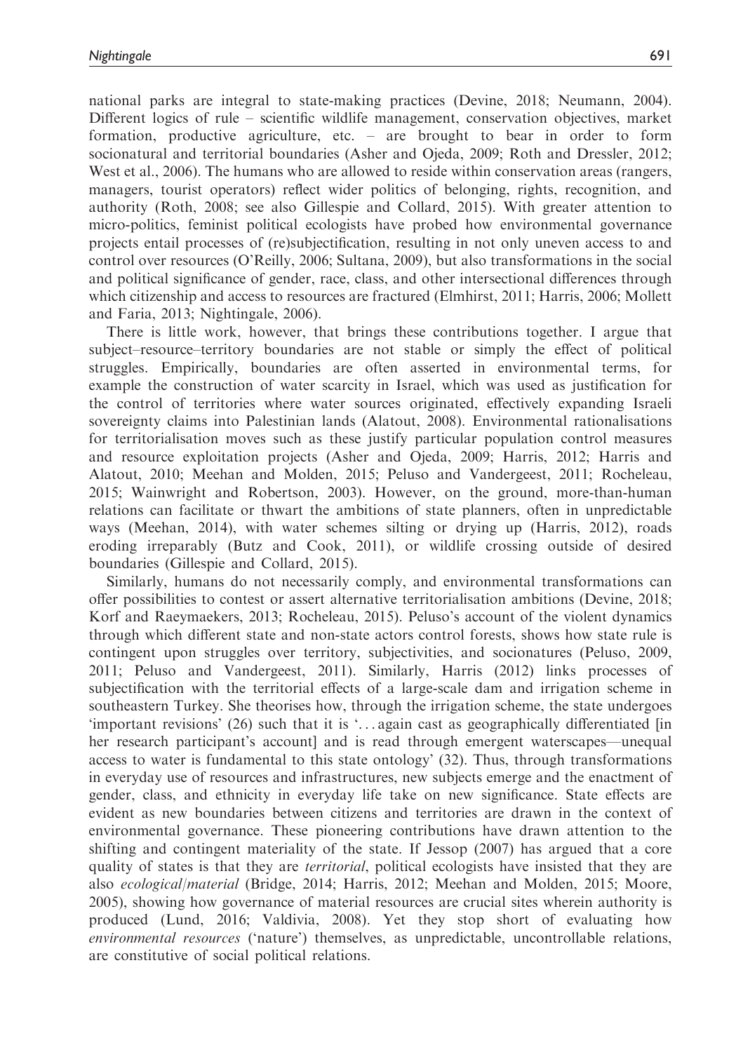national parks are integral to state-making practices (Devine, 2018; Neumann, 2004). Different logics of rule – scientific wildlife management, conservation objectives, market formation, productive agriculture, etc. – are brought to bear in order to form socionatural and territorial boundaries (Asher and Ojeda, 2009; Roth and Dressler, 2012; West et al., 2006). The humans who are allowed to reside within conservation areas (rangers, managers, tourist operators) reflect wider politics of belonging, rights, recognition, and authority (Roth, 2008; see also Gillespie and Collard, 2015). With greater attention to micro-politics, feminist political ecologists have probed how environmental governance projects entail processes of (re)subjectification, resulting in not only uneven access to and control over resources (O'Reilly, 2006; Sultana, 2009), but also transformations in the social and political significance of gender, race, class, and other intersectional differences through which citizenship and access to resources are fractured (Elmhirst, 2011; Harris, 2006; Mollett and Faria, 2013; Nightingale, 2006).

There is little work, however, that brings these contributions together. I argue that subject–resource–territory boundaries are not stable or simply the effect of political struggles. Empirically, boundaries are often asserted in environmental terms, for example the construction of water scarcity in Israel, which was used as justification for the control of territories where water sources originated, effectively expanding Israeli sovereignty claims into Palestinian lands (Alatout, 2008). Environmental rationalisations for territorialisation moves such as these justify particular population control measures and resource exploitation projects (Asher and Ojeda, 2009; Harris, 2012; Harris and Alatout, 2010; Meehan and Molden, 2015; Peluso and Vandergeest, 2011; Rocheleau, 2015; Wainwright and Robertson, 2003). However, on the ground, more-than-human relations can facilitate or thwart the ambitions of state planners, often in unpredictable ways (Meehan, 2014), with water schemes silting or drying up (Harris, 2012), roads eroding irreparably (Butz and Cook, 2011), or wildlife crossing outside of desired boundaries (Gillespie and Collard, 2015).

Similarly, humans do not necessarily comply, and environmental transformations can offer possibilities to contest or assert alternative territorialisation ambitions (Devine, 2018; Korf and Raeymaekers, 2013; Rocheleau, 2015). Peluso's account of the violent dynamics through which different state and non-state actors control forests, shows how state rule is contingent upon struggles over territory, subjectivities, and socionatures (Peluso, 2009, 2011; Peluso and Vandergeest, 2011). Similarly, Harris (2012) links processes of subjectification with the territorial effects of a large-scale dam and irrigation scheme in southeastern Turkey. She theorises how, through the irrigation scheme, the state undergoes 'important revisions' (26) such that it is '... again cast as geographically differentiated [in her research participant's account] and is read through emergent waterscapes—unequal access to water is fundamental to this state ontology' (32). Thus, through transformations in everyday use of resources and infrastructures, new subjects emerge and the enactment of gender, class, and ethnicity in everyday life take on new significance. State effects are evident as new boundaries between citizens and territories are drawn in the context of environmental governance. These pioneering contributions have drawn attention to the shifting and contingent materiality of the state. If Jessop (2007) has argued that a core quality of states is that they are *territorial*, political ecologists have insisted that they are also *ecological/material* (Bridge, 2014; Harris, 2012; Meehan and Molden, 2015; Moore, 2005), showing how governance of material resources are crucial sites wherein authority is produced (Lund, 2016; Valdivia, 2008). Yet they stop short of evaluating how *environmental resources* ('nature') themselves, as unpredictable, uncontrollable relations, are constitutive of social political relations.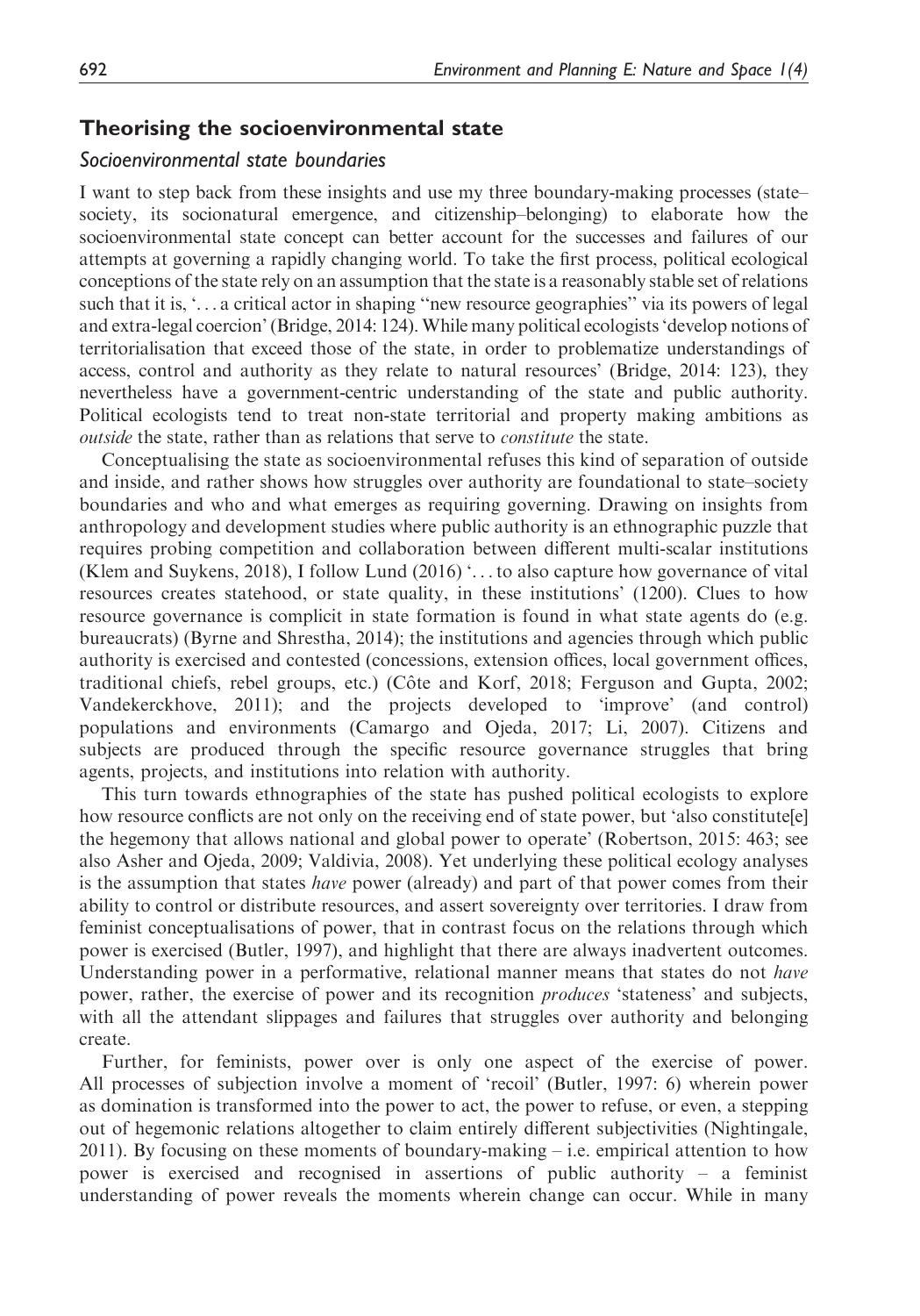## Theorising the socioenvironmental state

### *Socioenvironmental state boundaries*

I want to step back from these insights and use my three boundary-making processes (state–society, its socionatural emergence, and citizenship–belonging) to elaborate how the socioenvironmental state concept can better account for the successes and failures of our attempts at governing a rapidly changing world. To take the first process, political ecological conceptions of the state rely on an assumption that the state is a reasonably stable set of relations such that it is, '. . . a critical actor in shaping "new resource geographies" via its powers of legal and extra-legal coercion' (Bridge, 2014: 124). While many political ecologists 'develop notions of territorialisation that exceed those of the state, in order to problematize understandings of access, control and authority as they relate to natural resources' (Bridge, 2014: 123), they nevertheless have a government-centric understanding of the state and public authority. Political ecologists tend to treat non-state territorial and property making ambitions as *outside* the state, rather than as relations that serve to *constitute* the state.

Conceptualising the state as socioenvironmental refuses this kind of separation of outside and inside, and rather shows how struggles over authority are foundational to state–society boundaries and who and what emerges as requiring governing. Drawing on insights from anthropology and development studies where public authority is an ethnographic puzzle that requires probing competition and collaboration between different multi-scalar institutions (Klem and Suykens, 2018), I follow Lund (2016) '. . . to also capture how governance of vital resources creates statehood, or state quality, in these institutions' (1200). Clues to how resource governance is complicit in state formation is found in what state agents do (e.g. bureaucrats) (Byrne and Shrestha, 2014); the institutions and agencies through which public authority is exercised and contested (concessions, extension offices, local government offices, traditional chiefs, rebel groups, etc.) (Côte and Korf, 2018; Ferguson and Gupta, 2002; Vandekerckhove, 2011); and the projects developed to 'improve' (and control) populations and environments (Camargo and Ojeda, 2017; Li, 2007). Citizens and subjects are produced through the specific resource governance struggles that bring agents, projects, and institutions into relation with authority.

This turn towards ethnographies of the state has pushed political ecologists to explore how resource conflicts are not only on the receiving end of state power, but 'also constitute[e] the hegemony that allows national and global power to operate' (Robertson, 2015: 463; see also Asher and Ojeda, 2009; Valdivia, 2008). Yet underlying these political ecology analyses is the assumption that states *have* power (already) and part of that power comes from their ability to control or distribute resources, and assert sovereignty over territories. I draw from feminist conceptualisations of power, that in contrast focus on the relations through which power is exercised (Butler, 1997), and highlight that there are always inadvertent outcomes. Understanding power in a performative, relational manner means that states do not *have* power, rather, the exercise of power and its recognition *produces* 'stateness' and subjects, with all the attendant slippages and failures that struggles over authority and belonging create.

Further, for feminists, power over is only one aspect of the exercise of power. All processes of subjection involve a moment of 'recoil' (Butler, 1997: 6) wherein power as domination is transformed into the power to act, the power to refuse, or even, a stepping out of hegemonic relations altogether to claim entirely different subjectivities (Nightingale, 2011). By focusing on these moments of boundary-making – i.e. empirical attention to how power is exercised and recognised in assertions of public authority – a feminist understanding of power reveals the moments wherein change can occur. While in many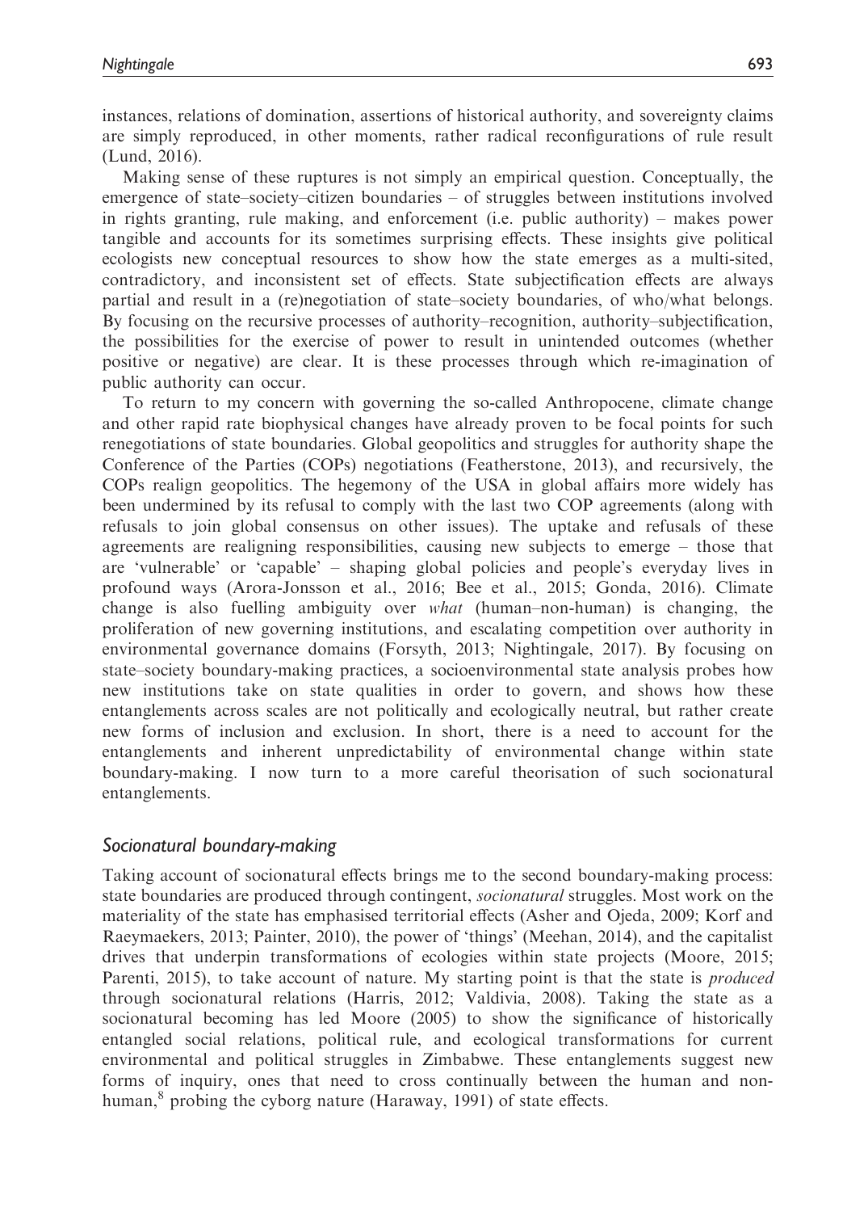instances, relations of domination, assertions of historical authority, and sovereignty claims are simply reproduced, in other moments, rather radical reconfigurations of rule result (Lund, 2016).

Making sense of these ruptures is not simply an empirical question. Conceptually, the emergence of state–society–citizen boundaries – of struggles between institutions involved in rights granting, rule making, and enforcement (i.e. public authority) – makes power tangible and accounts for its sometimes surprising effects. These insights give political ecologists new conceptual resources to show how the state emerges as a multi-sited, contradictory, and inconsistent set of effects. State subjectification effects are always partial and result in a (re)negotiation of state–society boundaries, of who/what belongs. By focusing on the recursive processes of authority–recognition, authority–subjectification, the possibilities for the exercise of power to result in unintended outcomes (whether positive or negative) are clear. It is these processes through which re-imagination of public authority can occur.

To return to my concern with governing the so-called Anthropocene, climate change and other rapid rate biophysical changes have already proven to be focal points for such renegotiations of state boundaries. Global geopolitics and struggles for authority shape the Conference of the Parties (COPs) negotiations (Featherstone, 2013), and recursively, the COPs realign geopolitics. The hegemony of the USA in global affairs more widely has been undermined by its refusal to comply with the last two COP agreements (along with refusals to join global consensus on other issues). The uptake and refusals of these agreements are realigning responsibilities, causing new subjects to emerge – those that are 'vulnerable' or 'capable' – shaping global policies and people's everyday lives in profound ways (Arora-Jonsson et al., 2016; Bee et al., 2015; Gonda, 2016). Climate change is also fuelling ambiguity over *what* (human–non-human) is changing, the proliferation of new governing institutions, and escalating competition over authority in environmental governance domains (Forsyth, 2013; Nightingale, 2017). By focusing on state–society boundary-making practices, a socioenvironmental state analysis probes how new institutions take on state qualities in order to govern, and shows how these entanglements across scales are not politically and ecologically neutral, but rather create new forms of inclusion and exclusion. In short, there is a need to account for the entanglements and inherent unpredictability of environmental change within state boundary-making. I now turn to a more careful theorisation of such socionatural entanglements.

### *Socionatural boundary-making*

Taking account of socionatural effects brings me to the second boundary-making process: state boundaries are produced through contingent, *socionatural* struggles. Most work on the materiality of the state has emphasised territorial effects (Asher and Ojeda, 2009; Korf and Raeymaekers, 2013; Painter, 2010), the power of 'things' (Meehan, 2014), and the capitalist drives that underpin transformations of ecologies within state projects (Moore, 2015; Parenti, 2015), to take account of nature. My starting point is that the state is *produced* through socionatural relations (Harris, 2012; Valdivia, 2008). Taking the state as a socionatural becoming has led Moore (2005) to show the significance of historically entangled social relations, political rule, and ecological transformations for current environmental and political struggles in Zimbabwe. These entanglements suggest new forms of inquiry, ones that need to cross continually between the human and non-human,[8] probing the cyborg nature (Haraway, 1991) of state effects.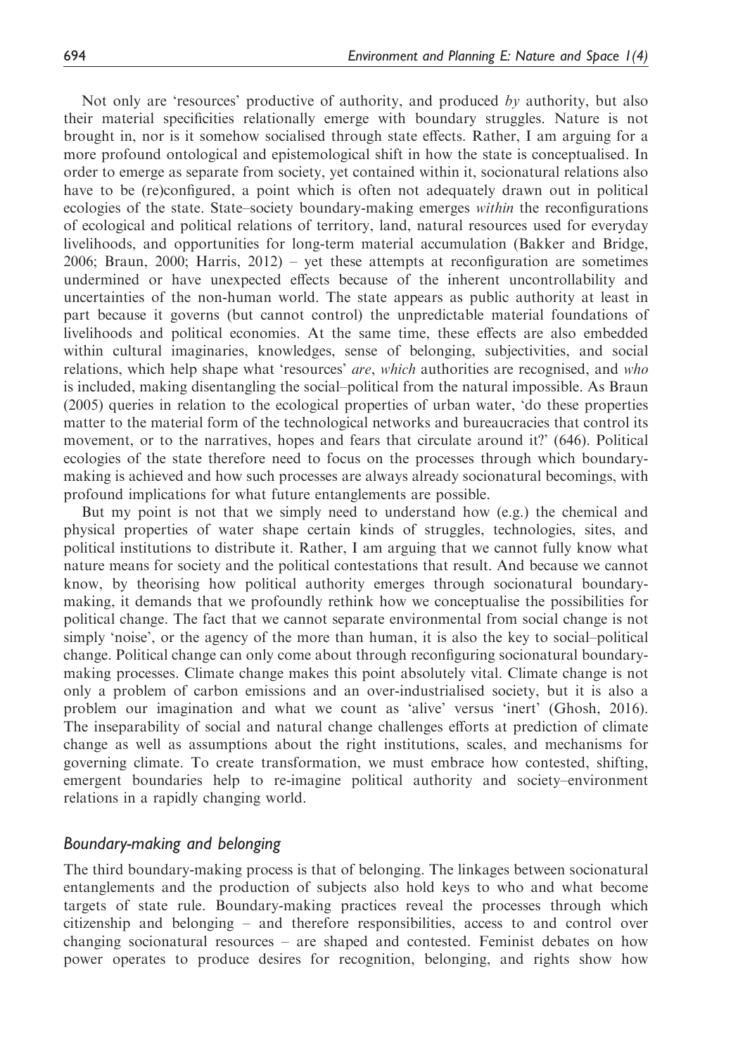Not only are 'resources' productive of authority, and produced *by* authority, but also their material specificities relationally emerge with boundary struggles. Nature is not brought in, nor is it somehow socialised through state effects. Rather, I am arguing for a more profound ontological and epistemological shift in how the state is conceptualised. In order to emerge as separate from society, yet contained within it, socionatural relations also have to be (re)configured, a point which is often not adequately drawn out in political ecologies of the state. State–society boundary-making emerges *within* the reconfigurations of ecological and political relations of territory, land, natural resources used for everyday livelihoods, and opportunities for long-term material accumulation (Bakker and Bridge, 2006; Braun, 2000; Harris, 2012) – yet these attempts at reconfiguration are sometimes undermined or have unexpected effects because of the inherent uncontrollability and uncertainties of the non-human world. The state appears as public authority at least in part because it governs (but cannot control) the unpredictable material foundations of livelihoods and political economies. At the same time, these effects are also embedded within cultural imaginaries, knowledges, sense of belonging, subjectivities, and social relations, which help shape what 'resources' *are*, *which* authorities are recognised, and *who* is included, making disentangling the social–political from the natural impossible. As Braun (2005) queries in relation to the ecological properties of urban water, 'do these properties matter to the material form of the technological networks and bureaucracies that control its movement, or to the narratives, hopes and fears that circulate around it?' (646). Political ecologies of the state therefore need to focus on the processes through which boundary-making is achieved and how such processes are always already socionatural becomings, with profound implications for what future entanglements are possible.

But my point is not that we simply need to understand how (e.g.) the chemical and physical properties of water shape certain kinds of struggles, technologies, sites, and political institutions to distribute it. Rather, I am arguing that we cannot fully know what nature means for society and the political contestations that result. And because we cannot know, by theorising how political authority emerges through socionatural boundary-making, it demands that we profoundly rethink how we conceptualise the possibilities for political change. The fact that we cannot separate environmental from social change is not simply 'noise', or the agency of the more than human, it is also the key to social–political change. Political change can only come about through reconfiguring socionatural boundary-making processes. Climate change makes this point absolutely vital. Climate change is not only a problem of carbon emissions and an over-industrialised society, but it is also a problem our imagination and what we count as 'alive' versus 'inert' (Ghosh, 2016). The inseparability of social and natural change challenges efforts at prediction of climate change as well as assumptions about the right institutions, scales, and mechanisms for governing climate. To create transformation, we must embrace how contested, shifting, emergent boundaries help to re-imagine political authority and society–environment relations in a rapidly changing world.

### *Boundary-making and belonging*

The third boundary-making process is that of belonging. The linkages between socionatural entanglements and the production of subjects also hold keys to who and what become targets of state rule. Boundary-making practices reveal the processes through which citizenship and belonging – and therefore responsibilities, access to and control over changing socionatural resources – are shaped and contested. Feminist debates on how power operates to produce desires for recognition, belonging, and rights show how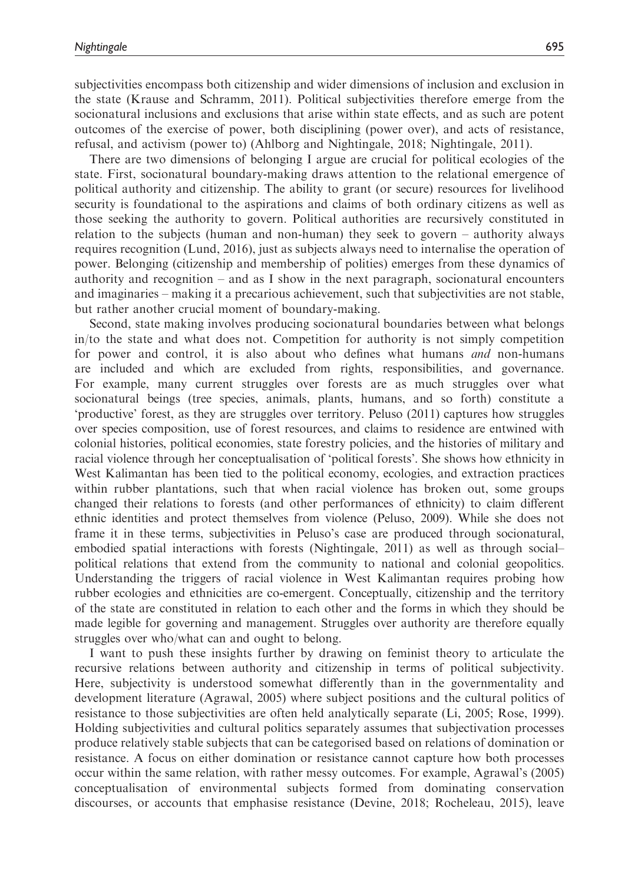subjectivities encompass both citizenship and wider dimensions of inclusion and exclusion in the state (Krause and Schramm, 2011). Political subjectivities therefore emerge from the socionatural inclusions and exclusions that arise within state effects, and as such are potent outcomes of the exercise of power, both disciplining (power over), and acts of resistance, refusal, and activism (power to) (Ahlborg and Nightingale, 2018; Nightingale, 2011).

There are two dimensions of belonging I argue are crucial for political ecologies of the state. First, socionatural boundary-making draws attention to the relational emergence of political authority and citizenship. The ability to grant (or secure) resources for livelihood security is foundational to the aspirations and claims of both ordinary citizens as well as those seeking the authority to govern. Political authorities are recursively constituted in relation to the subjects (human and non-human) they seek to govern – authority always requires recognition (Lund, 2016), just as subjects always need to internalise the operation of power. Belonging (citizenship and membership of polities) emerges from these dynamics of authority and recognition – and as I show in the next paragraph, socionatural encounters and imaginaries – making it a precarious achievement, such that subjectivities are not stable, but rather another crucial moment of boundary-making.

Second, state making involves producing socionatural boundaries between what belongs in/to the state and what does not. Competition for authority is not simply competition for power and control, it is also about who defines what humans *and* non-humans are included and which are excluded from rights, responsibilities, and governance. For example, many current struggles over forests are as much struggles over what socionatural beings (tree species, animals, plants, humans, and so forth) constitute a 'productive' forest, as they are struggles over territory. Peluso (2011) captures how struggles over species composition, use of forest resources, and claims to residence are entwined with colonial histories, political economies, state forestry policies, and the histories of military and racial violence through her conceptualisation of 'political forests'. She shows how ethnicity in West Kalimantan has been tied to the political economy, ecologies, and extraction practices within rubber plantations, such that when racial violence has broken out, some groups changed their relations to forests (and other performances of ethnicity) to claim different ethnic identities and protect themselves from violence (Peluso, 2009). While she does not frame it in these terms, subjectivities in Peluso's case are produced through socionatural, embodied spatial interactions with forests (Nightingale, 2011) as well as through social–political relations that extend from the community to national and colonial geopolitics. Understanding the triggers of racial violence in West Kalimantan requires probing how rubber ecologies and ethnicities are co-emergent. Conceptually, citizenship and the territory of the state are constituted in relation to each other and the forms in which they should be made legible for governing and management. Struggles over authority are therefore equally struggles over who/what can and ought to belong.

I want to push these insights further by drawing on feminist theory to articulate the recursive relations between authority and citizenship in terms of political subjectivity. Here, subjectivity is understood somewhat differently than in the governmentality and development literature (Agrawal, 2005) where subject positions and the cultural politics of resistance to those subjectivities are often held analytically separate (Li, 2005; Rose, 1999). Holding subjectivities and cultural politics separately assumes that subjectivation processes produce relatively stable subjects that can be categorised based on relations of domination or resistance. A focus on either domination or resistance cannot capture how both processes occur within the same relation, with rather messy outcomes. For example, Agrawal's (2005) conceptualisation of environmental subjects formed from dominating conservation discourses, or accounts that emphasise resistance (Devine, 2018; Rocheleau, 2015), leave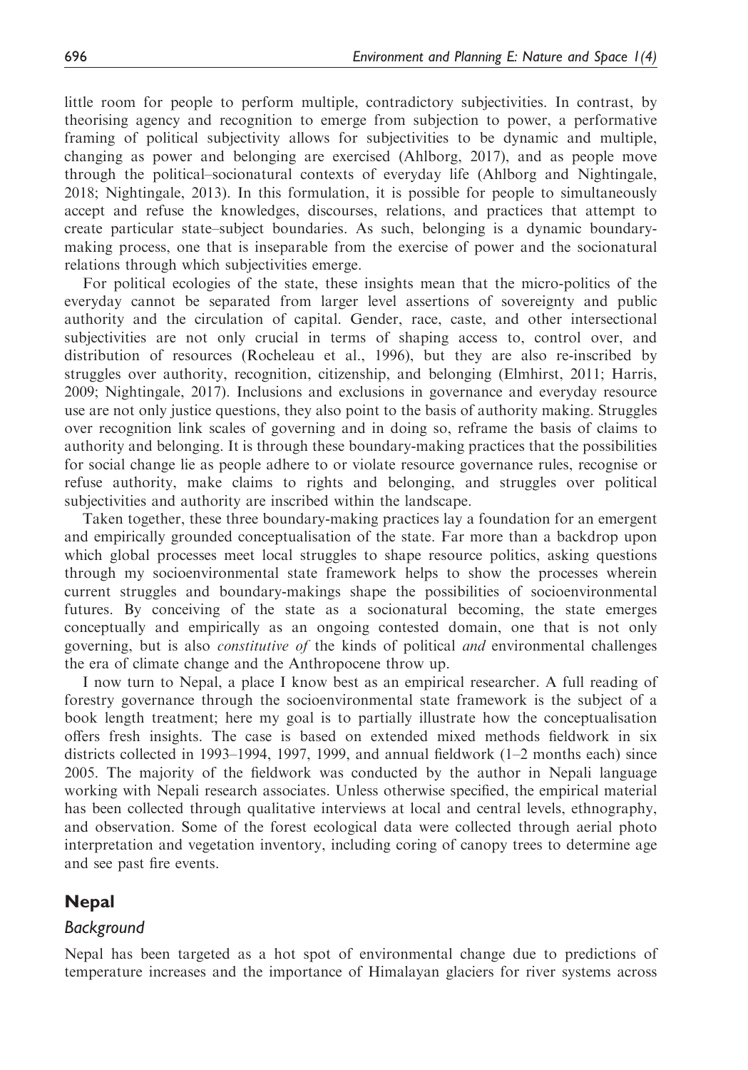little room for people to perform multiple, contradictory subjectivities. In contrast, by theorising agency and recognition to emerge from subjection to power, a performative framing of political subjectivity allows for subjectivities to be dynamic and multiple, changing as power and belonging are exercised (Ahlborg, 2017), and as people move through the political–socionatural contexts of everyday life (Ahlborg and Nightingale, 2018; Nightingale, 2013). In this formulation, it is possible for people to simultaneously accept and refuse the knowledges, discourses, relations, and practices that attempt to create particular state–subject boundaries. As such, belonging is a dynamic boundary-making process, one that is inseparable from the exercise of power and the socionatural relations through which subjectivities emerge.

For political ecologies of the state, these insights mean that the micro-politics of the everyday cannot be separated from larger level assertions of sovereignty and public authority and the circulation of capital. Gender, race, caste, and other intersectional subjectivities are not only crucial in terms of shaping access to, control over, and distribution of resources (Rocheleau et al., 1996), but they are also re-inscribed by struggles over authority, recognition, citizenship, and belonging (Elmhirst, 2011; Harris, 2009; Nightingale, 2017). Inclusions and exclusions in governance and everyday resource use are not only justice questions, they also point to the basis of authority making. Struggles over recognition link scales of governing and in doing so, reframe the basis of claims to authority and belonging. It is through these boundary-making practices that the possibilities for social change lie as people adhere to or violate resource governance rules, recognise or refuse authority, make claims to rights and belonging, and struggles over political subjectivities and authority are inscribed within the landscape.

Taken together, these three boundary-making practices lay a foundation for an emergent and empirically grounded conceptualisation of the state. Far more than a backdrop upon which global processes meet local struggles to shape resource politics, asking questions through my socioenvironmental state framework helps to show the processes wherein current struggles and boundary-makings shape the possibilities of socioenvironmental futures. By conceiving of the state as a socionatural becoming, the state emerges conceptually and empirically as an ongoing contested domain, one that is not only governing, but is also *constitutive of* the kinds of political *and* environmental challenges the era of climate change and the Anthropocene throw up.

I now turn to Nepal, a place I know best as an empirical researcher. A full reading of forestry governance through the socioenvironmental state framework is the subject of a book length treatment; here my goal is to partially illustrate how the conceptualisation offers fresh insights. The case is based on extended mixed methods fieldwork in six districts collected in 1993–1994, 1997, 1999, and annual fieldwork (1–2 months each) since 2005. The majority of the fieldwork was conducted by the author in Nepali language working with Nepali research associates. Unless otherwise specified, the empirical material has been collected through qualitative interviews at local and central levels, ethnography, and observation. Some of the forest ecological data were collected through aerial photo interpretation and vegetation inventory, including coring of canopy trees to determine age and see past fire events.

## Nepal

### *Background*

Nepal has been targeted as a hot spot of environmental change due to predictions of temperature increases and the importance of Himalayan glaciers for river systems across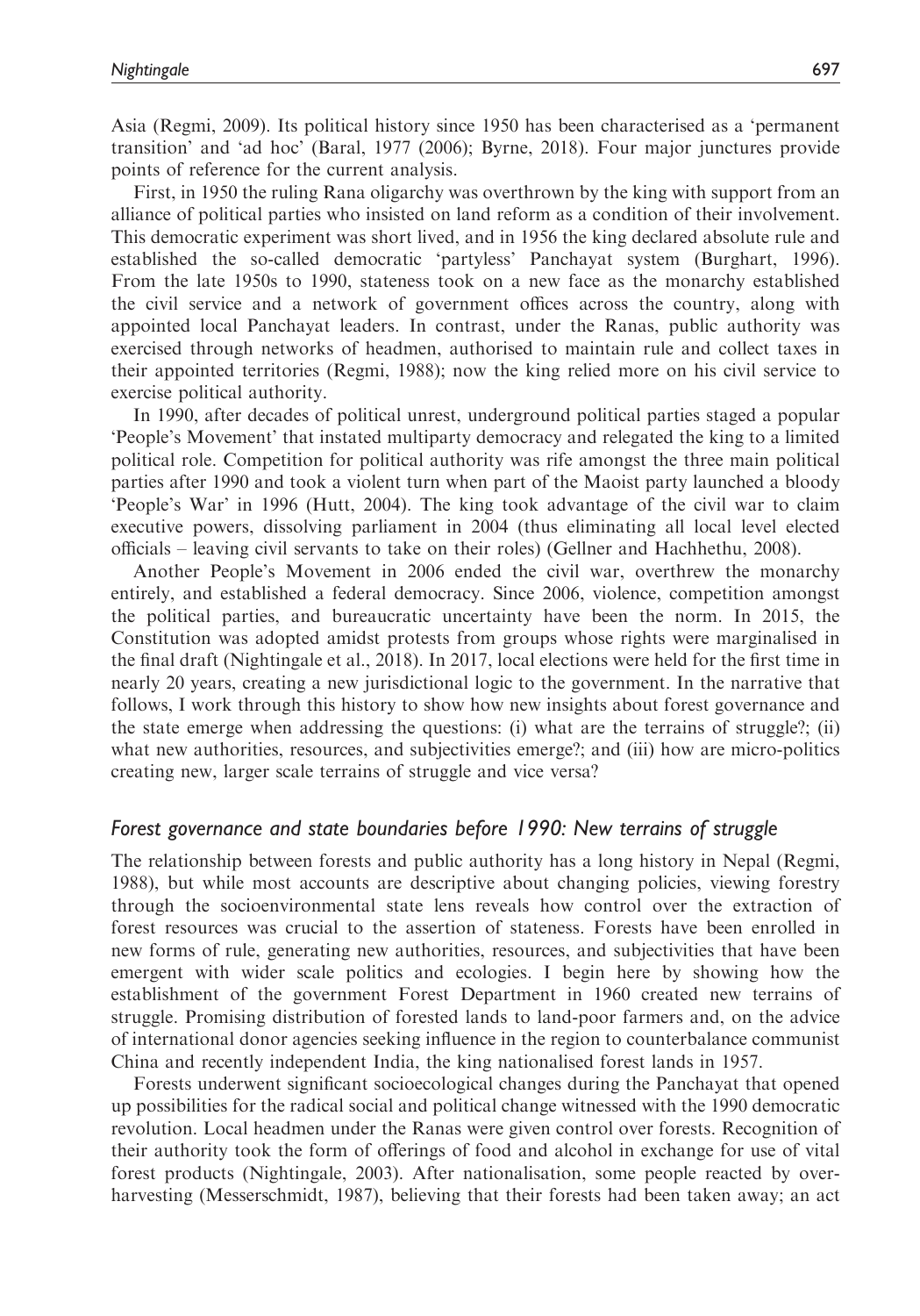Asia (Regmi, 2009). Its political history since 1950 has been characterised as a 'permanent transition' and 'ad hoc' (Baral, 1977 (2006); Byrne, 2018). Four major junctures provide points of reference for the current analysis.

First, in 1950 the ruling Rana oligarchy was overthrown by the king with support from an alliance of political parties who insisted on land reform as a condition of their involvement. This democratic experiment was short lived, and in 1956 the king declared absolute rule and established the so-called democratic 'partyless' Panchayat system (Burghart, 1996). From the late 1950s to 1990, stateness took on a new face as the monarchy established the civil service and a network of government offices across the country, along with appointed local Panchayat leaders. In contrast, under the Ranas, public authority was exercised through networks of headmen, authorised to maintain rule and collect taxes in their appointed territories (Regmi, 1988); now the king relied more on his civil service to exercise political authority.

In 1990, after decades of political unrest, underground political parties staged a popular 'People's Movement' that instated multiparty democracy and relegated the king to a limited political role. Competition for political authority was rife amongst the three main political parties after 1990 and took a violent turn when part of the Maoist party launched a bloody 'People's War' in 1996 (Hutt, 2004). The king took advantage of the civil war to claim executive powers, dissolving parliament in 2004 (thus eliminating all local level elected officials – leaving civil servants to take on their roles) (Gellner and Hachhethu, 2008).

Another People's Movement in 2006 ended the civil war, overthrew the monarchy entirely, and established a federal democracy. Since 2006, violence, competition amongst the political parties, and bureaucratic uncertainty have been the norm. In 2015, the Constitution was adopted amidst protests from groups whose rights were marginalised in the final draft (Nightingale et al., 2018). In 2017, local elections were held for the first time in nearly 20 years, creating a new jurisdictional logic to the government. In the narrative that follows, I work through this history to show how new insights about forest governance and the state emerge when addressing the questions: (i) what are the terrains of struggle?; (ii) what new authorities, resources, and subjectivities emerge?; and (iii) how are micro-politics creating new, larger scale terrains of struggle and vice versa?

### *Forest governance and state boundaries before 1990: New terrains of struggle*

The relationship between forests and public authority has a long history in Nepal (Regmi, 1988), but while most accounts are descriptive about changing policies, viewing forestry through the socioenvironmental state lens reveals how control over the extraction of forest resources was crucial to the assertion of stateness. Forests have been enrolled in new forms of rule, generating new authorities, resources, and subjectivities that have been emergent with wider scale politics and ecologies. I begin here by showing how the establishment of the government Forest Department in 1960 created new terrains of struggle. Promising distribution of forested lands to land-poor farmers and, on the advice of international donor agencies seeking influence in the region to counterbalance communist China and recently independent India, the king nationalised forest lands in 1957.

Forests underwent significant socioecological changes during the Panchayat that opened up possibilities for the radical social and political change witnessed with the 1990 democratic revolution. Local headmen under the Ranas were given control over forests. Recognition of their authority took the form of offerings of food and alcohol in exchange for use of vital forest products (Nightingale, 2003). After nationalisation, some people reacted by over-harvesting (Messerschmidt, 1987), believing that their forests had been taken away; an act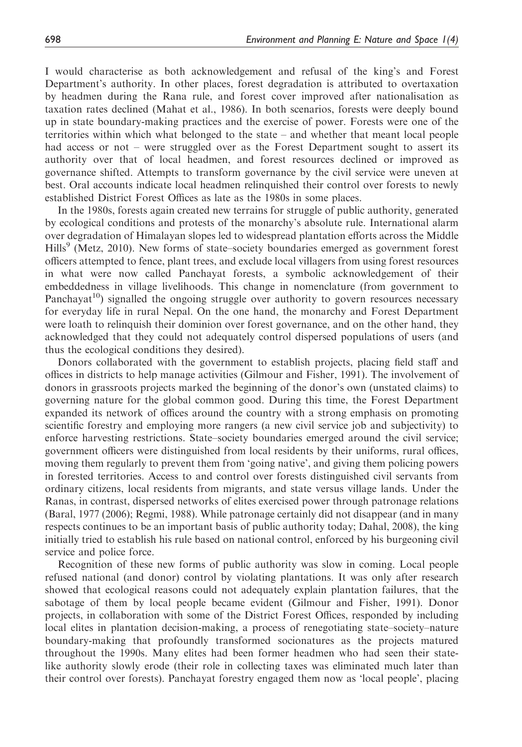I would characterise as both acknowledgement and refusal of the king's and Forest Department's authority. In other places, forest degradation is attributed to overtaxation by headmen during the Rana rule, and forest cover improved after nationalisation as taxation rates declined (Mahat et al., 1986). In both scenarios, forests were deeply bound up in state boundary-making practices and the exercise of power. Forests were one of the territories within which what belonged to the state – and whether that meant local people had access or not – were struggled over as the Forest Department sought to assert its authority over that of local headmen, and forest resources declined or improved as governance shifted. Attempts to transform governance by the civil service were uneven at best. Oral accounts indicate local headmen relinquished their control over forests to newly established District Forest Offices as late as the 1980s in some places.

In the 1980s, forests again created new terrains for struggle of public authority, generated by ecological conditions and protests of the monarchy's absolute rule. International alarm over degradation of Himalayan slopes led to widespread plantation efforts across the Middle Hills[9] (Metz, 2010). New forms of state–society boundaries emerged as government forest officers attempted to fence, plant trees, and exclude local villagers from using forest resources in what were now called Panchayat forests, a symbolic acknowledgement of their embeddedness in village livelihoods. This change in nomenclature (from government to Panchayat[10]) signalled the ongoing struggle over authority to govern resources necessary for everyday life in rural Nepal. On the one hand, the monarchy and Forest Department were loath to relinquish their dominion over forest governance, and on the other hand, they acknowledged that they could not adequately control dispersed populations of users (and thus the ecological conditions they desired).

Donors collaborated with the government to establish projects, placing field staff and offices in districts to help manage activities (Gilmour and Fisher, 1991). The involvement of donors in grassroots projects marked the beginning of the donor's own (unstated claims) to governing nature for the global common good. During this time, the Forest Department expanded its network of offices around the country with a strong emphasis on promoting scientific forestry and employing more rangers (a new civil service job and subjectivity) to enforce harvesting restrictions. State–society boundaries emerged around the civil service; government officers were distinguished from local residents by their uniforms, rural offices, moving them regularly to prevent them from 'going native', and giving them policing powers in forested territories. Access to and control over forests distinguished civil servants from ordinary citizens, local residents from migrants, and state versus village lands. Under the Ranas, in contrast, dispersed networks of elites exercised power through patronage relations (Baral, 1977 (2006); Regmi, 1988). While patronage certainly did not disappear (and in many respects continues to be an important basis of public authority today; Dahal, 2008), the king initially tried to establish his rule based on national control, enforced by his burgeoning civil service and police force.

Recognition of these new forms of public authority was slow in coming. Local people refused national (and donor) control by violating plantations. It was only after research showed that ecological reasons could not adequately explain plantation failures, that the sabotage of them by local people became evident (Gilmour and Fisher, 1991). Donor projects, in collaboration with some of the District Forest Offices, responded by including local elites in plantation decision-making, a process of renegotiating state–society–nature boundary-making that profoundly transformed socionatures as the projects matured throughout the 1990s. Many elites had been former headmen who had seen their state-like authority slowly erode (their role in collecting taxes was eliminated much later than their control over forests). Panchayat forestry engaged them now as 'local people', placing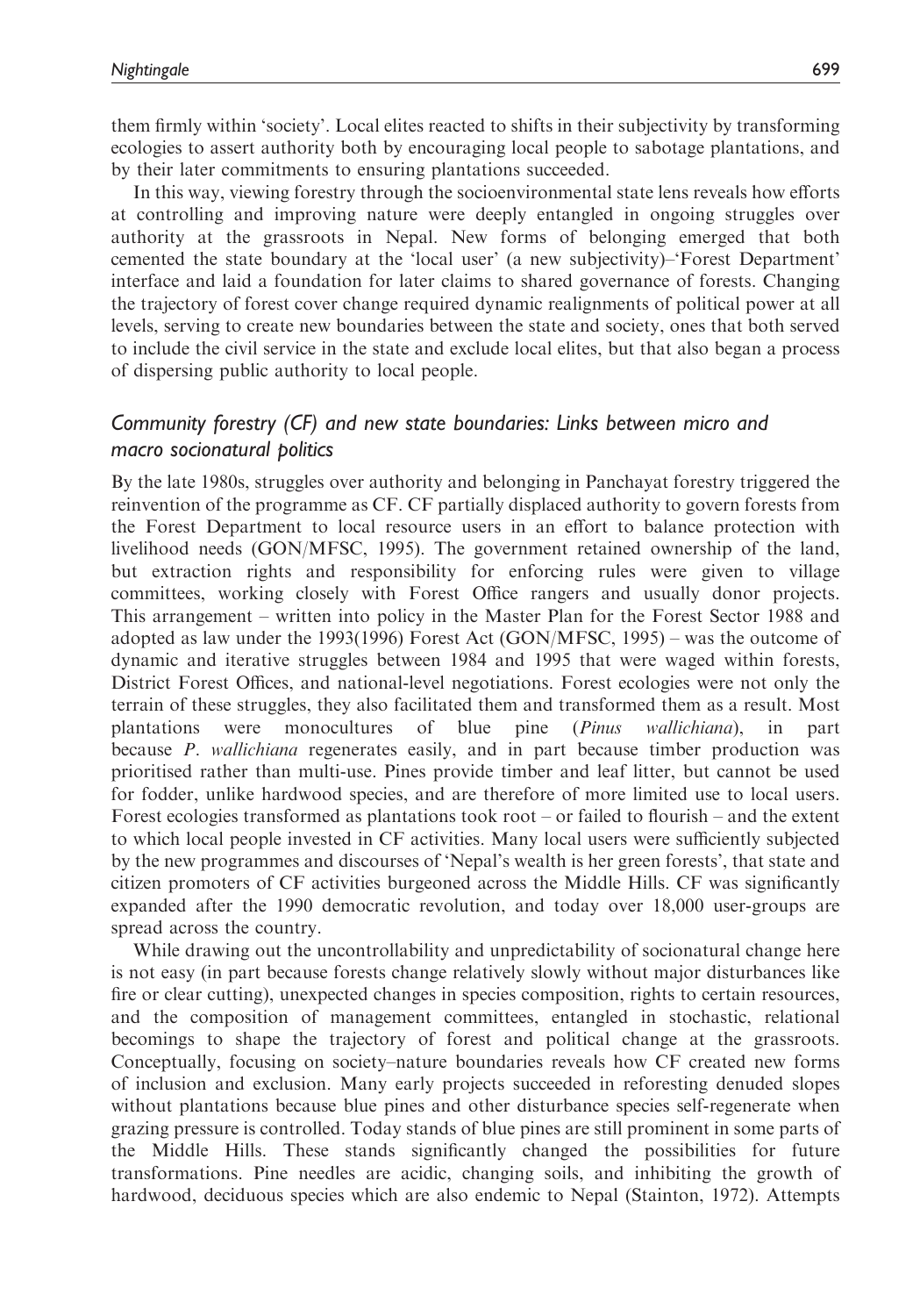them firmly within 'society'. Local elites reacted to shifts in their subjectivity by transforming ecologies to assert authority both by encouraging local people to sabotage plantations, and by their later commitments to ensuring plantations succeeded.

In this way, viewing forestry through the socioenvironmental state lens reveals how efforts at controlling and improving nature were deeply entangled in ongoing struggles over authority at the grassroots in Nepal. New forms of belonging emerged that both cemented the state boundary at the 'local user' (a new subjectivity)–'Forest Department' interface and laid a foundation for later claims to shared governance of forests. Changing the trajectory of forest cover change required dynamic realignments of political power at all levels, serving to create new boundaries between the state and society, ones that both served to include the civil service in the state and exclude local elites, but that also began a process of dispersing public authority to local people.

## *Community forestry (CF) and new state boundaries: Links between micro and macro socionatural politics*

By the late 1980s, struggles over authority and belonging in Panchayat forestry triggered the reinvention of the programme as CF. CF partially displaced authority to govern forests from the Forest Department to local resource users in an effort to balance protection with livelihood needs (GON/MFSC, 1995). The government retained ownership of the land, but extraction rights and responsibility for enforcing rules were given to village committees, working closely with Forest Office rangers and usually donor projects. This arrangement – written into policy in the Master Plan for the Forest Sector 1988 and adopted as law under the 1993(1996) Forest Act (GON/MFSC, 1995) – was the outcome of dynamic and iterative struggles between 1984 and 1995 that were waged within forests, District Forest Offices, and national-level negotiations. Forest ecologies were not only the terrain of these struggles, they also facilitated them and transformed them as a result. Most plantations were monocultures of blue pine (*Pinus wallichiana*), in part because *P. wallichiana* regenerates easily, and in part because timber production was prioritised rather than multi-use. Pines provide timber and leaf litter, but cannot be used for fodder, unlike hardwood species, and are therefore of more limited use to local users. Forest ecologies transformed as plantations took root – or failed to flourish – and the extent to which local people invested in CF activities. Many local users were sufficiently subjected by the new programmes and discourses of 'Nepal's wealth is her green forests', that state and citizen promoters of CF activities burgeoned across the Middle Hills. CF was significantly expanded after the 1990 democratic revolution, and today over 18,000 user-groups are spread across the country.

While drawing out the uncontrollability and unpredictability of socionatural change here is not easy (in part because forests change relatively slowly without major disturbances like fire or clear cutting), unexpected changes in species composition, rights to certain resources, and the composition of management committees, entangled in stochastic, relational becomings to shape the trajectory of forest and political change at the grassroots. Conceptually, focusing on society–nature boundaries reveals how CF created new forms of inclusion and exclusion. Many early projects succeeded in reforesting denuded slopes without plantations because blue pines and other disturbance species self-regenerate when grazing pressure is controlled. Today stands of blue pines are still prominent in some parts of the Middle Hills. These stands significantly changed the possibilities for future transformations. Pine needles are acidic, changing soils, and inhibiting the growth of hardwood, deciduous species which are also endemic to Nepal (Stainton, 1972). Attempts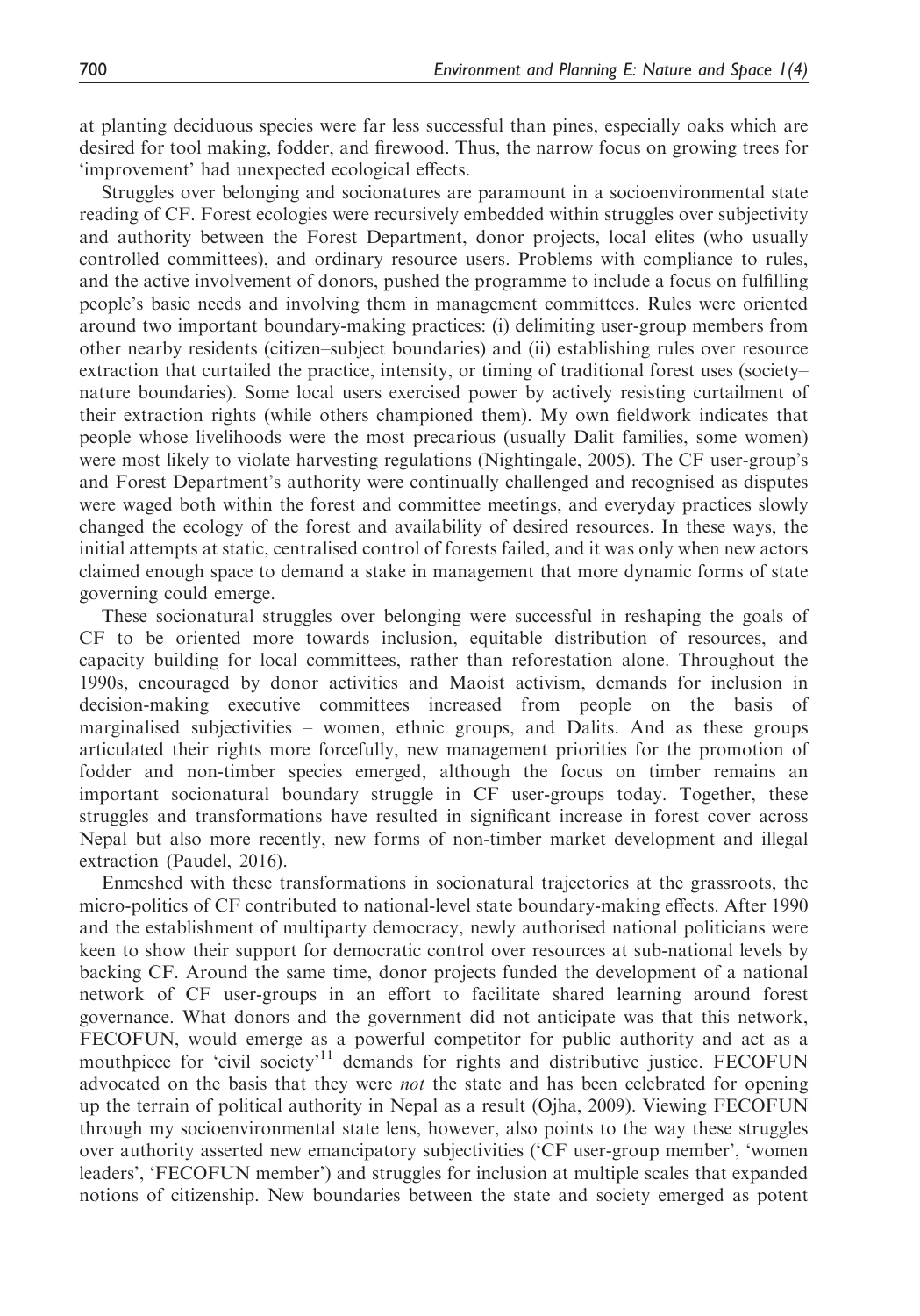at planting deciduous species were far less successful than pines, especially oaks which are desired for tool making, fodder, and firewood. Thus, the narrow focus on growing trees for 'improvement' had unexpected ecological effects.

Struggles over belonging and socionatures are paramount in a socioenvironmental state reading of CF. Forest ecologies were recursively embedded within struggles over subjectivity and authority between the Forest Department, donor projects, local elites (who usually controlled committees), and ordinary resource users. Problems with compliance to rules, and the active involvement of donors, pushed the programme to include a focus on fulfilling people's basic needs and involving them in management committees. Rules were oriented around two important boundary-making practices: (i) delimiting user-group members from other nearby residents (citizen–subject boundaries) and (ii) establishing rules over resource extraction that curtailed the practice, intensity, or timing of traditional forest uses (society–nature boundaries). Some local users exercised power by actively resisting curtailment of their extraction rights (while others championed them). My own fieldwork indicates that people whose livelihoods were the most precarious (usually Dalit families, some women) were most likely to violate harvesting regulations (Nightingale, 2005). The CF user-group's and Forest Department's authority were continually challenged and recognised as disputes were waged both within the forest and committee meetings, and everyday practices slowly changed the ecology of the forest and availability of desired resources. In these ways, the initial attempts at static, centralised control of forests failed, and it was only when new actors claimed enough space to demand a stake in management that more dynamic forms of state governing could emerge.

These socionatural struggles over belonging were successful in reshaping the goals of CF to be oriented more towards inclusion, equitable distribution of resources, and capacity building for local committees, rather than reforestation alone. Throughout the 1990s, encouraged by donor activities and Maoist activism, demands for inclusion in decision-making executive committees increased from people on the basis of marginalised subjectivities – women, ethnic groups, and Dalits. And as these groups articulated their rights more forcefully, new management priorities for the promotion of fodder and non-timber species emerged, although the focus on timber remains an important socionatural boundary struggle in CF user-groups today. Together, these struggles and transformations have resulted in significant increase in forest cover across Nepal but also more recently, new forms of non-timber market development and illegal extraction (Paudel, 2016).

Enmeshed with these transformations in socionatural trajectories at the grassroots, the micro-politics of CF contributed to national-level state boundary-making effects. After 1990 and the establishment of multiparty democracy, newly authorised national politicians were keen to show their support for democratic control over resources at sub-national levels by backing CF. Around the same time, donor projects funded the development of a national network of CF user-groups in an effort to facilitate shared learning around forest governance. What donors and the government did not anticipate was that this network, FECOFUN, would emerge as a powerful competitor for public authority and act as a mouthpiece for 'civil society'[11] demands for rights and distributive justice. FECOFUN advocated on the basis that they were *not* the state and has been celebrated for opening up the terrain of political authority in Nepal as a result (Ojha, 2009). Viewing FECOFUN through my socioenvironmental state lens, however, also points to the way these struggles over authority asserted new emancipatory subjectivities ('CF user-group member', 'women leaders', 'FECOFUN member') and struggles for inclusion at multiple scales that expanded notions of citizenship. New boundaries between the state and society emerged as potent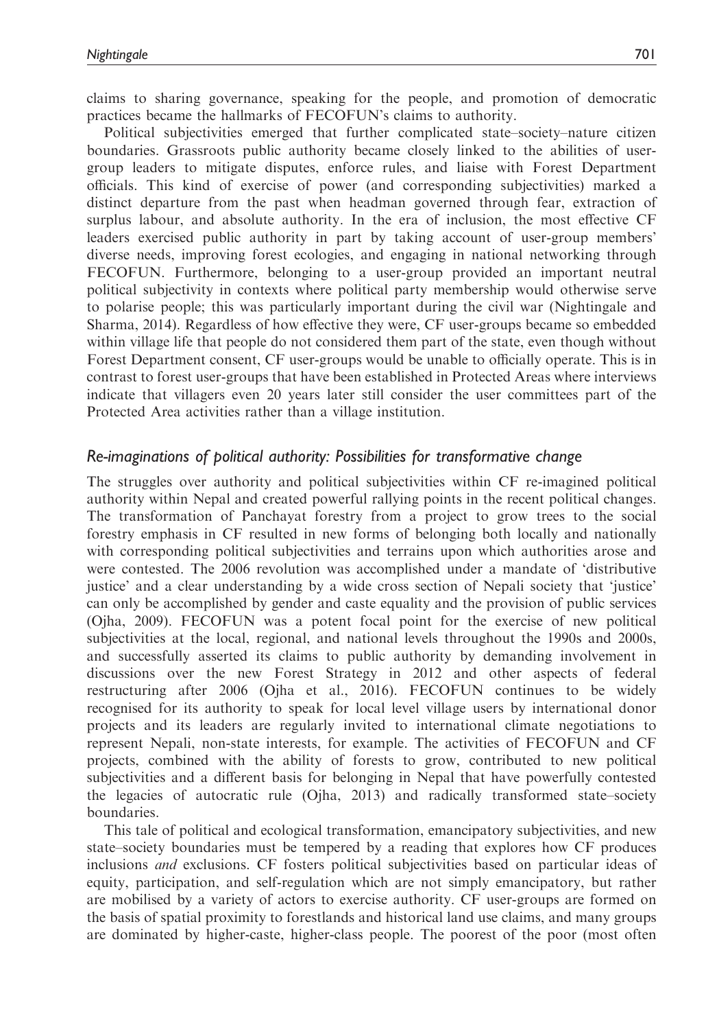claims to sharing governance, speaking for the people, and promotion of democratic practices became the hallmarks of FECOFUN's claims to authority.

Political subjectivities emerged that further complicated state–society–nature citizen boundaries. Grassroots public authority became closely linked to the abilities of user-group leaders to mitigate disputes, enforce rules, and liaise with Forest Department officials. This kind of exercise of power (and corresponding subjectivities) marked a distinct departure from the past when headman governed through fear, extraction of surplus labour, and absolute authority. In the era of inclusion, the most effective CF leaders exercised public authority in part by taking account of user-group members' diverse needs, improving forest ecologies, and engaging in national networking through FECOFUN. Furthermore, belonging to a user-group provided an important neutral political subjectivity in contexts where political party membership would otherwise serve to polarise people; this was particularly important during the civil war (Nightingale and Sharma, 2014). Regardless of how effective they were, CF user-groups became so embedded within village life that people do not considered them part of the state, even though without Forest Department consent, CF user-groups would be unable to officially operate. This is in contrast to forest user-groups that have been established in Protected Areas where interviews indicate that villagers even 20 years later still consider the user committees part of the Protected Area activities rather than a village institution.

### *Re-imaginations of political authority: Possibilities for transformative change*

The struggles over authority and political subjectivities within CF re-imagined political authority within Nepal and created powerful rallying points in the recent political changes. The transformation of Panchayat forestry from a project to grow trees to the social forestry emphasis in CF resulted in new forms of belonging both locally and nationally with corresponding political subjectivities and terrains upon which authorities arose and were contested. The 2006 revolution was accomplished under a mandate of 'distributive justice' and a clear understanding by a wide cross section of Nepali society that 'justice' can only be accomplished by gender and caste equality and the provision of public services (Ojha, 2009). FECOFUN was a potent focal point for the exercise of new political subjectivities at the local, regional, and national levels throughout the 1990s and 2000s, and successfully asserted its claims to public authority by demanding involvement in discussions over the new Forest Strategy in 2012 and other aspects of federal restructuring after 2006 (Ojha et al., 2016). FECOFUN continues to be widely recognised for its authority to speak for local level village users by international donor projects and its leaders are regularly invited to international climate negotiations to represent Nepali, non-state interests, for example. The activities of FECOFUN and CF projects, combined with the ability of forests to grow, contributed to new political subjectivities and a different basis for belonging in Nepal that have powerfully contested the legacies of autocratic rule (Ojha, 2013) and radically transformed state–society boundaries.

This tale of political and ecological transformation, emancipatory subjectivities, and new state–society boundaries must be tempered by a reading that explores how CF produces inclusions *and* exclusions. CF fosters political subjectivities based on particular ideas of equity, participation, and self-regulation which are not simply emancipatory, but rather are mobilised by a variety of actors to exercise authority. CF user-groups are formed on the basis of spatial proximity to forestlands and historical land use claims, and many groups are dominated by higher-caste, higher-class people. The poorest of the poor (most often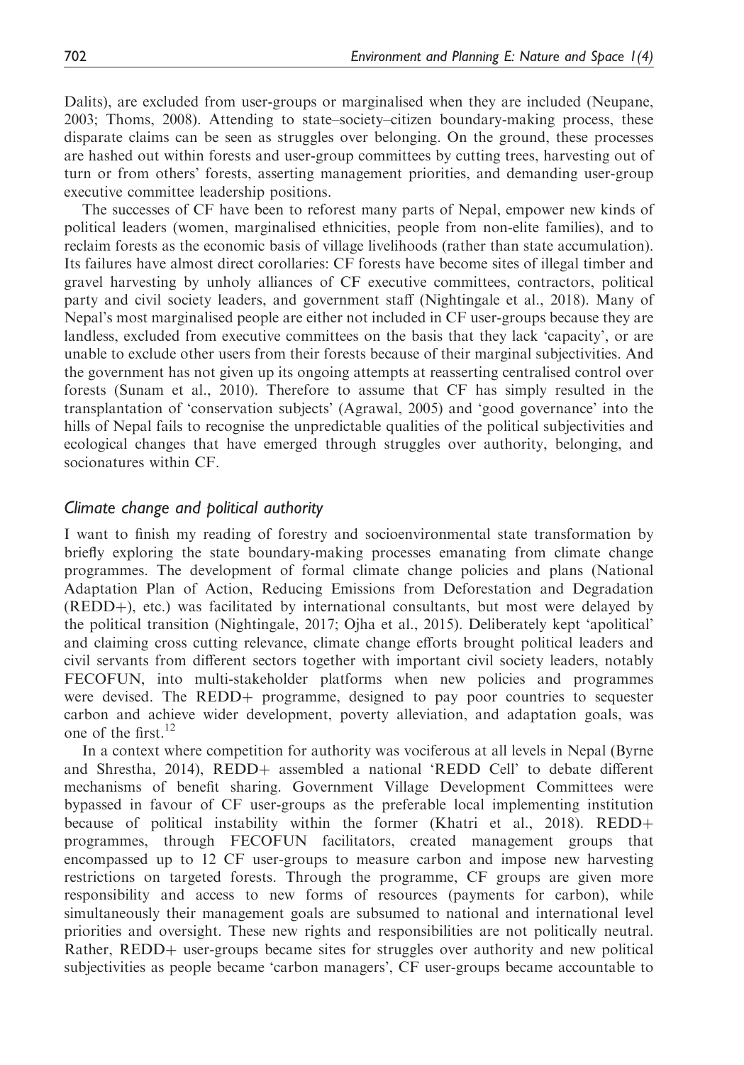Dalits), are excluded from user-groups or marginalised when they are included (Neupane, 2003; Thoms, 2008). Attending to state–society–citizen boundary-making process, these disparate claims can be seen as struggles over belonging. On the ground, these processes are hashed out within forests and user-group committees by cutting trees, harvesting out of turn or from others' forests, asserting management priorities, and demanding user-group executive committee leadership positions.

The successes of CF have been to reforest many parts of Nepal, empower new kinds of political leaders (women, marginalised ethnicities, people from non-elite families), and to reclaim forests as the economic basis of village livelihoods (rather than state accumulation). Its failures have almost direct corollaries: CF forests have become sites of illegal timber and gravel harvesting by unholy alliances of CF executive committees, contractors, political party and civil society leaders, and government staff (Nightingale et al., 2018). Many of Nepal's most marginalised people are either not included in CF user-groups because they are landless, excluded from executive committees on the basis that they lack 'capacity', or are unable to exclude other users from their forests because of their marginal subjectivities. And the government has not given up its ongoing attempts at reasserting centralised control over forests (Sunam et al., 2010). Therefore to assume that CF has simply resulted in the transplantation of 'conservation subjects' (Agrawal, 2005) and 'good governance' into the hills of Nepal fails to recognise the unpredictable qualities of the political subjectivities and ecological changes that have emerged through struggles over authority, belonging, and socionatures within CF.

## *Climate change and political authority*

I want to finish my reading of forestry and socioenvironmental state transformation by briefly exploring the state boundary-making processes emanating from climate change programmes. The development of formal climate change policies and plans (National Adaptation Plan of Action, Reducing Emissions from Deforestation and Degradation (REDD+), etc.) was facilitated by international consultants, but most were delayed by the political transition (Nightingale, 2017; Ojha et al., 2015). Deliberately kept 'apolitical' and claiming cross cutting relevance, climate change efforts brought political leaders and civil servants from different sectors together with important civil society leaders, notably FECOFUN, into multi-stakeholder platforms when new policies and programmes were devised. The REDD+ programme, designed to pay poor countries to sequester carbon and achieve wider development, poverty alleviation, and adaptation goals, was one of the first.[12]

In a context where competition for authority was vociferous at all levels in Nepal (Byrne and Shrestha, 2014), REDD+ assembled a national 'REDD Cell' to debate different mechanisms of benefit sharing. Government Village Development Committees were bypassed in favour of CF user-groups as the preferable local implementing institution because of political instability within the former (Khatri et al., 2018). REDD+ programmes, through FECOFUN facilitators, created management groups that encompassed up to 12 CF user-groups to measure carbon and impose new harvesting restrictions on targeted forests. Through the programme, CF groups are given more responsibility and access to new forms of resources (payments for carbon), while simultaneously their management goals are subsumed to national and international level priorities and oversight. These new rights and responsibilities are not politically neutral. Rather, REDD+ user-groups became sites for struggles over authority and new political subjectivities as people became 'carbon managers', CF user-groups became accountable to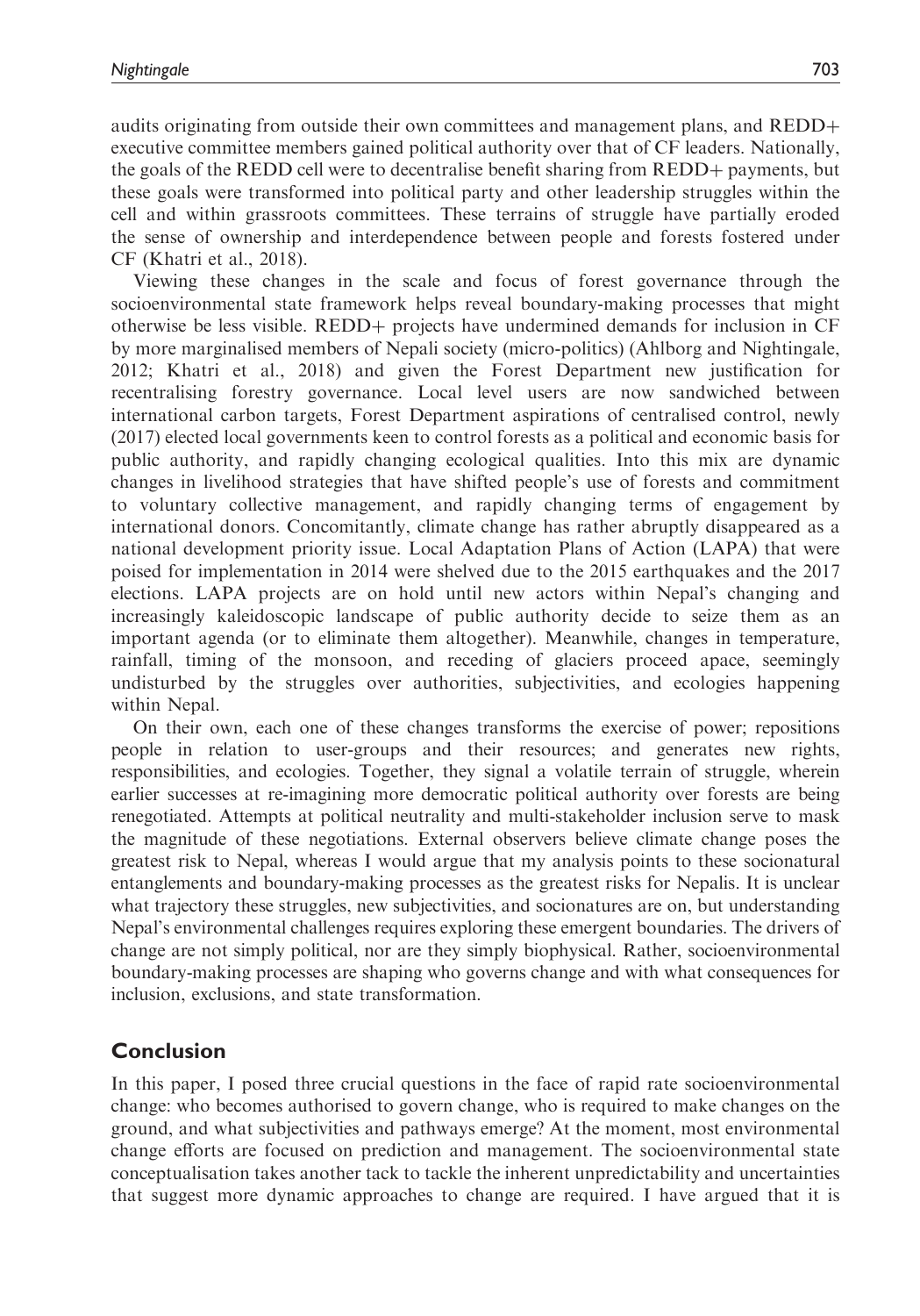audits originating from outside their own committees and management plans, and REDD+ executive committee members gained political authority over that of CF leaders. Nationally, the goals of the REDD cell were to decentralise benefit sharing from REDD+ payments, but these goals were transformed into political party and other leadership struggles within the cell and within grassroots committees. These terrains of struggle have partially eroded the sense of ownership and interdependence between people and forests fostered under CF (Khatri et al., 2018).

Viewing these changes in the scale and focus of forest governance through the socioenvironmental state framework helps reveal boundary-making processes that might otherwise be less visible. REDD+ projects have undermined demands for inclusion in CF by more marginalised members of Nepali society (micro-politics) (Ahlborg and Nightingale, 2012; Khatri et al., 2018) and given the Forest Department new justification for recentralising forestry governance. Local level users are now sandwiched between international carbon targets, Forest Department aspirations of centralised control, newly (2017) elected local governments keen to control forests as a political and economic basis for public authority, and rapidly changing ecological qualities. Into this mix are dynamic changes in livelihood strategies that have shifted people's use of forests and commitment to voluntary collective management, and rapidly changing terms of engagement by international donors. Concomitantly, climate change has rather abruptly disappeared as a national development priority issue. Local Adaptation Plans of Action (LAPA) that were poised for implementation in 2014 were shelved due to the 2015 earthquakes and the 2017 elections. LAPA projects are on hold until new actors within Nepal's changing and increasingly kaleidoscopic landscape of public authority decide to seize them as an important agenda (or to eliminate them altogether). Meanwhile, changes in temperature, rainfall, timing of the monsoon, and receding of glaciers proceed apace, seemingly undisturbed by the struggles over authorities, subjectivities, and ecologies happening within Nepal.

On their own, each one of these changes transforms the exercise of power; repositions people in relation to user-groups and their resources; and generates new rights, responsibilities, and ecologies. Together, they signal a volatile terrain of struggle, wherein earlier successes at re-imagining more democratic political authority over forests are being renegotiated. Attempts at political neutrality and multi-stakeholder inclusion serve to mask the magnitude of these negotiations. External observers believe climate change poses the greatest risk to Nepal, whereas I would argue that my analysis points to these socionatural entanglements and boundary-making processes as the greatest risks for Nepalis. It is unclear what trajectory these struggles, new subjectivities, and socionatures are on, but understanding Nepal's environmental challenges requires exploring these emergent boundaries. The drivers of change are not simply political, nor are they simply biophysical. Rather, socioenvironmental boundary-making processes are shaping who governs change and with what consequences for inclusion, exclusions, and state transformation.

## Conclusion

In this paper, I posed three crucial questions in the face of rapid rate socioenvironmental change: who becomes authorised to govern change, who is required to make changes on the ground, and what subjectivities and pathways emerge? At the moment, most environmental change efforts are focused on prediction and management. The socioenvironmental state conceptualisation takes another tack to tackle the inherent unpredictability and uncertainties that suggest more dynamic approaches to change are required. I have argued that it is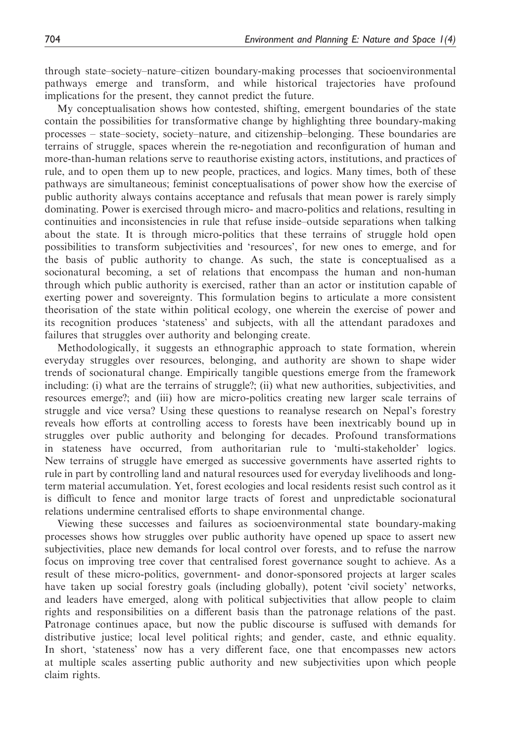through state–society–nature–citizen boundary-making processes that socioenvironmental pathways emerge and transform, and while historical trajectories have profound implications for the present, they cannot predict the future.

My conceptualisation shows how contested, shifting, emergent boundaries of the state contain the possibilities for transformative change by highlighting three boundary-making processes – state–society, society–nature, and citizenship–belonging. These boundaries are terrains of struggle, spaces wherein the re-negotiation and reconfiguration of human and more-than-human relations serve to reauthorise existing actors, institutions, and practices of rule, and to open them up to new people, practices, and logics. Many times, both of these pathways are simultaneous; feminist conceptualisations of power show how the exercise of public authority always contains acceptance and refusals that mean power is rarely simply dominating. Power is exercised through micro- and macro-politics and relations, resulting in continuities and inconsistencies in rule that refuse inside–outside separations when talking about the state. It is through micro-politics that these terrains of struggle hold open possibilities to transform subjectivities and 'resources', for new ones to emerge, and for the basis of public authority to change. As such, the state is conceptualised as a socionatural becoming, a set of relations that encompass the human and non-human through which public authority is exercised, rather than an actor or institution capable of exerting power and sovereignty. This formulation begins to articulate a more consistent theorisation of the state within political ecology, one wherein the exercise of power and its recognition produces 'stateness' and subjects, with all the attendant paradoxes and failures that struggles over authority and belonging create.

Methodologically, it suggests an ethnographic approach to state formation, wherein everyday struggles over resources, belonging, and authority are shown to shape wider trends of socionatural change. Empirically tangible questions emerge from the framework including: (i) what are the terrains of struggle?; (ii) what new authorities, subjectivities, and resources emerge?; and (iii) how are micro-politics creating new larger scale terrains of struggle and vice versa? Using these questions to reanalyse research on Nepal's forestry reveals how efforts at controlling access to forests have been inextricably bound up in struggles over public authority and belonging for decades. Profound transformations in stateness have occurred, from authoritarian rule to 'multi-stakeholder' logics. New terrains of struggle have emerged as successive governments have asserted rights to rule in part by controlling land and natural resources used for everyday livelihoods and long-term material accumulation. Yet, forest ecologies and local residents resist such control as it is difficult to fence and monitor large tracts of forest and unpredictable socionatural relations undermine centralised efforts to shape environmental change.

Viewing these successes and failures as socioenvironmental state boundary-making processes shows how struggles over public authority have opened up space to assert new subjectivities, place new demands for local control over forests, and to refuse the narrow focus on improving tree cover that centralised forest governance sought to achieve. As a result of these micro-politics, government- and donor-sponsored projects at larger scales have taken up social forestry goals (including globally), potent 'civil society' networks, and leaders have emerged, along with political subjectivities that allow people to claim rights and responsibilities on a different basis than the patronage relations of the past. Patronage continues apace, but now the public discourse is suffused with demands for distributive justice; local level political rights; and gender, caste, and ethnic equality. In short, 'stateness' now has a very different face, one that encompasses new actors at multiple scales asserting public authority and new subjectivities upon which people claim rights.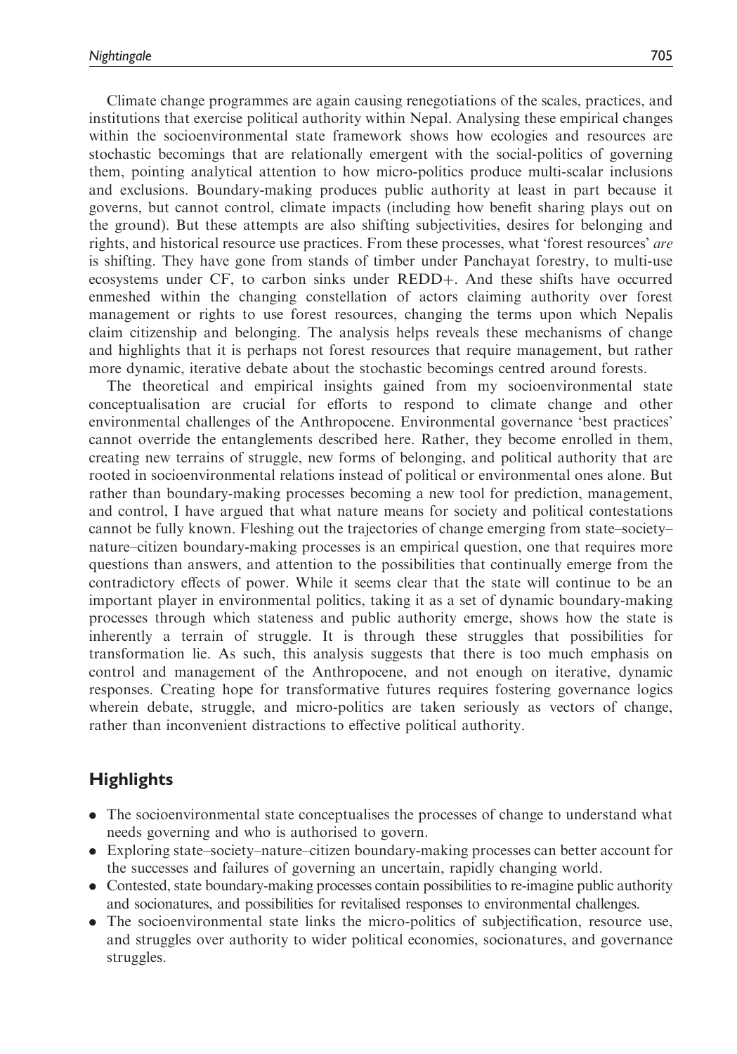Climate change programmes are again causing renegotiations of the scales, practices, and institutions that exercise political authority within Nepal. Analysing these empirical changes within the socioenvironmental state framework shows how ecologies and resources are stochastic becomings that are relationally emergent with the social-politics of governing them, pointing analytical attention to how micro-politics produce multi-scalar inclusions and exclusions. Boundary-making produces public authority at least in part because it governs, but cannot control, climate impacts (including how benefit sharing plays out on the ground). But these attempts are also shifting subjectivities, desires for belonging and rights, and historical resource use practices. From these processes, what 'forest resources' *are* is shifting. They have gone from stands of timber under Panchayat forestry, to multi-use ecosystems under CF, to carbon sinks under REDD+. And these shifts have occurred enmeshed within the changing constellation of actors claiming authority over forest management or rights to use forest resources, changing the terms upon which Nepalis claim citizenship and belonging. The analysis helps reveals these mechanisms of change and highlights that it is perhaps not forest resources that require management, but rather more dynamic, iterative debate about the stochastic becomings centred around forests.

The theoretical and empirical insights gained from my socioenvironmental state conceptualisation are crucial for efforts to respond to climate change and other environmental challenges of the Anthropocene. Environmental governance 'best practices' cannot override the entanglements described here. Rather, they become enrolled in them, creating new terrains of struggle, new forms of belonging, and political authority that are rooted in socioenvironmental relations instead of political or environmental ones alone. But rather than boundary-making processes becoming a new tool for prediction, management, and control, I have argued that what nature means for society and political contestations cannot be fully known. Fleshing out the trajectories of change emerging from state–society–nature–citizen boundary-making processes is an empirical question, one that requires more questions than answers, and attention to the possibilities that continually emerge from the contradictory effects of power. While it seems clear that the state will continue to be an important player in environmental politics, taking it as a set of dynamic boundary-making processes through which stateness and public authority emerge, shows how the state is inherently a terrain of struggle. It is through these struggles that possibilities for transformation lie. As such, this analysis suggests that there is too much emphasis on control and management of the Anthropocene, and not enough on iterative, dynamic responses. Creating hope for transformative futures requires fostering governance logics wherein debate, struggle, and micro-politics are taken seriously as vectors of change, rather than inconvenient distractions to effective political authority.

## Highlights

- The socioenvironmental state conceptualises the processes of change to understand what needs governing and who is authorised to govern.
- Exploring state–society–nature–citizen boundary-making processes can better account for the successes and failures of governing an uncertain, rapidly changing world.
- Contested, state boundary-making processes contain possibilities to re-imagine public authority and socionatures, and possibilities for revitalised responses to environmental challenges.
- The socioenvironmental state links the micro-politics of subjectification, resource use, and struggles over authority to wider political economies, socionatures, and governance struggles.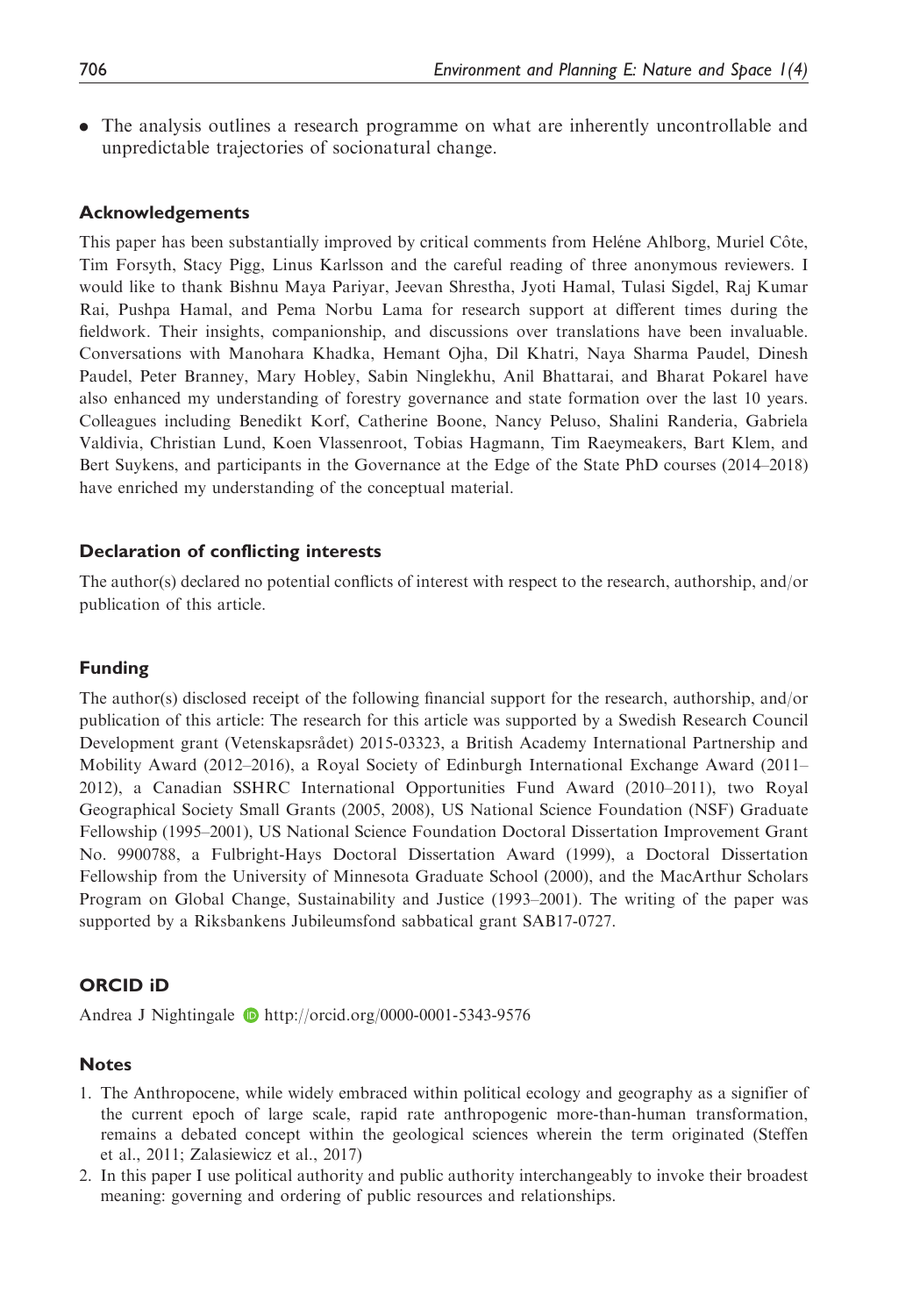- The analysis outlines a research programme on what are inherently uncontrollable and unpredictable trajectories of socionatural change.

## Acknowledgements

This paper has been substantially improved by critical comments from Heléne Ahlborg, Muriel Côte, Tim Forsyth, Stacy Pigg, Linus Karlsson and the careful reading of three anonymous reviewers. I would like to thank Bishnu Maya Pariyar, Jeevan Shrestha, Jyoti Hamal, Tulasi Sigdel, Raj Kumar Rai, Pushpa Hamal, and Pema Norbu Lama for research support at different times during the fieldwork. Their insights, companionship, and discussions over translations have been invaluable. Conversations with Manohara Khadka, Hemant Ojha, Dil Khatri, Naya Sharma Paudel, Dinesh Paudel, Peter Branney, Mary Hobley, Sabin Ninglekhu, Anil Bhattarai, and Bharat Pokarel have also enhanced my understanding of forestry governance and state formation over the last 10 years. Colleagues including Benedikt Korf, Catherine Boone, Nancy Peluso, Shalini Randeria, Gabriela Valdivia, Christian Lund, Koen Vlassenroot, Tobias Hagmann, Tim Raeymeakers, Bart Klem, and Bert Suykens, and participants in the Governance at the Edge of the State PhD courses (2014–2018) have enriched my understanding of the conceptual material.

## Declaration of conflicting interests

The author(s) declared no potential conflicts of interest with respect to the research, authorship, and/or publication of this article.

## Funding

The author(s) disclosed receipt of the following financial support for the research, authorship, and/or publication of this article: The research for this article was supported by a Swedish Research Council Development grant (Vetenskapsrådet) 2015-03323, a British Academy International Partnership and Mobility Award (2012–2016), a Royal Society of Edinburgh International Exchange Award (2011–2012), a Canadian SSHRC International Opportunities Fund Award (2010–2011), two Royal Geographical Society Small Grants (2005, 2008), US National Science Foundation (NSF) Graduate Fellowship (1995–2001), US National Science Foundation Doctoral Dissertation Improvement Grant No. 9900788, a Fulbright-Hays Doctoral Dissertation Award (1999), a Doctoral Dissertation Fellowship from the University of Minnesota Graduate School (2000), and the MacArthur Scholars Program on Global Change, Sustainability and Justice (1993–2001). The writing of the paper was supported by a Riksbankens Jubileumsfond sabbatical grant SAB17-0727.

## ORCID iD

Andrea J Nightingale http://orcid.org/0000-0001-5343-9576

## Notes

1. The Anthropocene, while widely embraced within political ecology and geography as a signifier of the current epoch of large scale, rapid rate anthropogenic more-than-human transformation, remains a debated concept within the geological sciences wherein the term originated (Steffen et al., 2011; Zalasiewicz et al., 2017)
2. In this paper I use political authority and public authority interchangeably to invoke their broadest meaning: governing and ordering of public resources and relationships.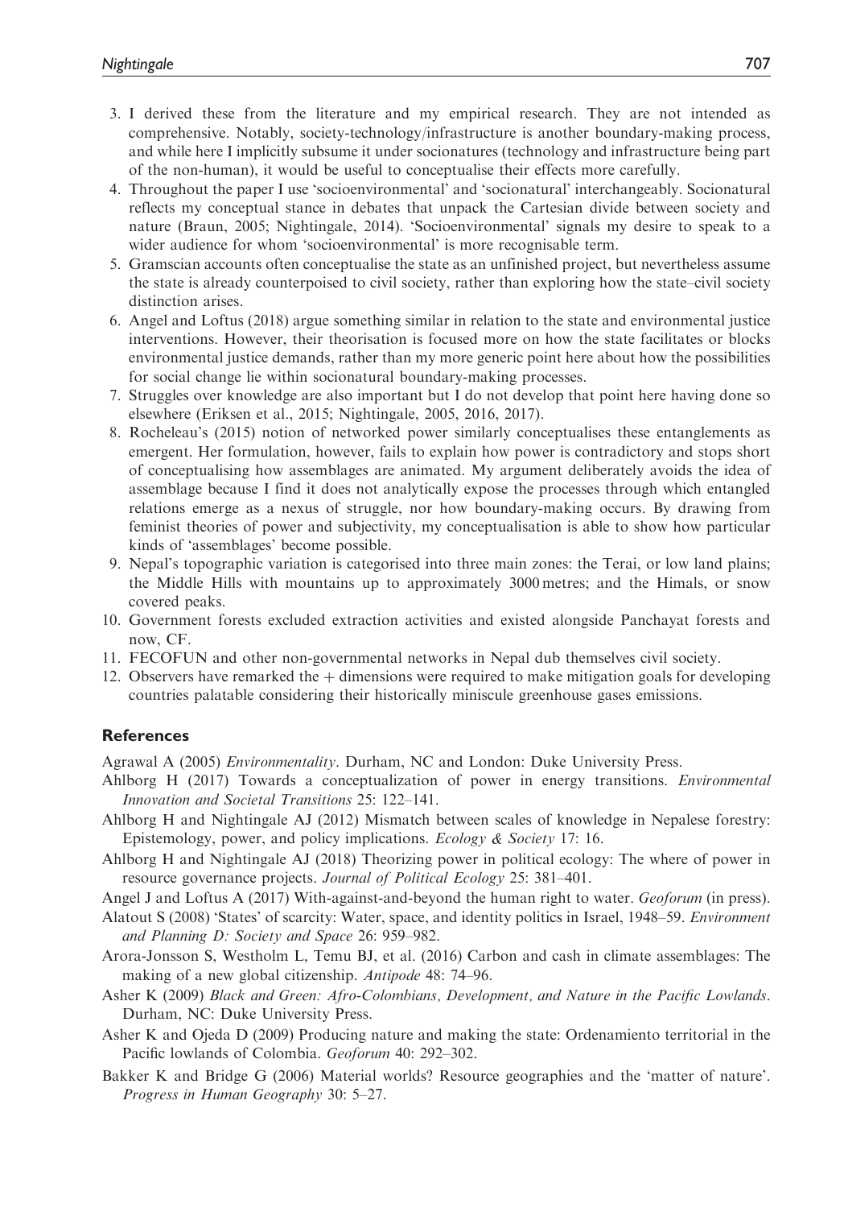3. I derived these from the literature and my empirical research. They are not intended as comprehensive. Notably, society-technology/infrastructure is another boundary-making process, and while here I implicitly subsume it under socionatures (technology and infrastructure being part of the non-human), it would be useful to conceptualise their effects more carefully.
4. Throughout the paper I use 'socioenvironmental' and 'socionatural' interchangeably. Socionatural reflects my conceptual stance in debates that unpack the Cartesian divide between society and nature (Braun, 2005; Nightingale, 2014). 'Socioenvironmental' signals my desire to speak to a wider audience for whom 'socioenvironmental' is more recognisable term.
5. Gramscian accounts often conceptualise the state as an unfinished project, but nevertheless assume the state is already counterpoised to civil society, rather than exploring how the state–civil society distinction arises.
6. Angel and Loftus (2018) argue something similar in relation to the state and environmental justice interventions. However, their theorisation is focused more on how the state facilitates or blocks environmental justice demands, rather than my more generic point here about how the possibilities for social change lie within socionatural boundary-making processes.
7. Struggles over knowledge are also important but I do not develop that point here having done so elsewhere (Eriksen et al., 2015; Nightingale, 2005, 2016, 2017).
8. Rocheleau's (2015) notion of networked power similarly conceptualises these entanglements as emergent. Her formulation, however, fails to explain how power is contradictory and stops short of conceptualising how assemblages are animated. My argument deliberately avoids the idea of assemblage because I find it does not analytically expose the processes through which entangled relations emerge as a nexus of struggle, nor how boundary-making occurs. By drawing from feminist theories of power and subjectivity, my conceptualisation is able to show how particular kinds of 'assemblages' become possible.
9. Nepal's topographic variation is categorised into three main zones: the Terai, or low land plains; the Middle Hills with mountains up to approximately 3000 metres; and the Himals, or snow covered peaks.
10. Government forests excluded extraction activities and existed alongside Panchayat forests and now, CF.
11. FECOFUN and other non-governmental networks in Nepal dub themselves civil society.
12. Observers have remarked the + dimensions were required to make mitigation goals for developing countries palatable considering their historically miniscule greenhouse gases emissions.

## References

Agrawal A (2005) *Environmentality*. Durham, NC and London: Duke University Press.

Ahlborg H (2017) Towards a conceptualization of power in energy transitions. *Environmental Innovation and Societal Transitions* 25: 122–141.

Ahlborg H and Nightingale AJ (2012) Mismatch between scales of knowledge in Nepalese forestry: Epistemology, power, and policy implications. *Ecology & Society* 17: 16.

Ahlborg H and Nightingale AJ (2018) Theorizing power in political ecology: The where of power in resource governance projects. *Journal of Political Ecology* 25: 381–401.

Angel J and Loftus A (2017) With-against-and-beyond the human right to water. *Geoforum* (in press).

Alatout S (2008) 'States' of scarcity: Water, space, and identity politics in Israel, 1948–59. *Environment and Planning D: Society and Space* 26: 959–982.

Arora-Jonsson S, Westholm L, Temu BJ, et al. (2016) Carbon and cash in climate assemblages: The making of a new global citizenship. *Antipode* 48: 74–96.

Asher K (2009) *Black and Green: Afro-Colombians, Development, and Nature in the Pacific Lowlands*. Durham, NC: Duke University Press.

Asher K and Ojeda D (2009) Producing nature and making the state: Ordenamiento territorial in the Pacific lowlands of Colombia. *Geoforum* 40: 292–302.

Bakker K and Bridge G (2006) Material worlds? Resource geographies and the 'matter of nature'. *Progress in Human Geography* 30: 5–27.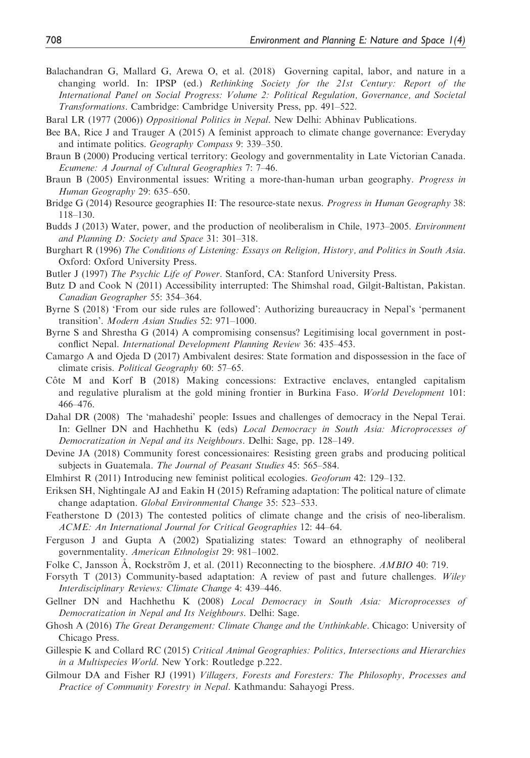Balachandran G, Mallard G, Arewa O, et al. (2018) Governing capital, labor, and nature in a changing world. In: IPSP (ed.) *Rethinking Society for the 21st Century: Report of the International Panel on Social Progress: Volume 2: Political Regulation, Governance, and Societal Transformations*. Cambridge: Cambridge University Press, pp. 491–522.

Baral LR (1977 (2006)) *Oppositional Politics in Nepal*. New Delhi: Abhinav Publications.

Bee BA, Rice J and Trauger A (2015) A feminist approach to climate change governance: Everyday and intimate politics. *Geography Compass* 9: 339–350.

Braun B (2000) Producing vertical territory: Geology and governmentality in Late Victorian Canada. *Ecumene: A Journal of Cultural Geographies* 7: 7–46.

Braun B (2005) Environmental issues: Writing a more-than-human urban geography. *Progress in Human Geography* 29: 635–650.

Bridge G (2014) Resource geographies II: The resource-state nexus. *Progress in Human Geography* 38: 118–130.

Budds J (2013) Water, power, and the production of neoliberalism in Chile, 1973–2005. *Environment and Planning D: Society and Space* 31: 301–318.

Burghart R (1996) *The Conditions of Listening: Essays on Religion, History, and Politics in South Asia*. Oxford: Oxford University Press.

Butler J (1997) *The Psychic Life of Power*. Stanford, CA: Stanford University Press.

Butz D and Cook N (2011) Accessibility interrupted: The Shimshal road, Gilgit-Baltistan, Pakistan. *Canadian Geographer* 55: 354–364.

Byrne S (2018) 'From our side rules are followed': Authorizing bureaucracy in Nepal's 'permanent transition'. *Modern Asian Studies* 52: 971–1000.

Byrne S and Shrestha G (2014) A compromising consensus? Legitimising local government in post-conflict Nepal. *International Development Planning Review* 36: 435–453.

Camargo A and Ojeda D (2017) Ambivalent desires: State formation and dispossession in the face of climate crisis. *Political Geography* 60: 57–65.

Côte M and Korf B (2018) Making concessions: Extractive enclaves, entangled capitalism and regulative pluralism at the gold mining frontier in Burkina Faso. *World Development* 101: 466–476.

Dahal DR (2008) The 'mahadeshi' people: Issues and challenges of democracy in the Nepal Terai. In: Gellner DN and Hachhethu K (eds) *Local Democracy in South Asia: Microprocesses of Democratization in Nepal and its Neighbours*. Delhi: Sage, pp. 128–149.

Devine JA (2018) Community forest concessionaires: Resisting green grabs and producing political subjects in Guatemala. *The Journal of Peasant Studies* 45: 565–584.

Elmhirst R (2011) Introducing new feminist political ecologies. *Geoforum* 42: 129–132.

Eriksen SH, Nightingale AJ and Eakin H (2015) Reframing adaptation: The political nature of climate change adaptation. *Global Environmental Change* 35: 523–533.

Featherstone D (2013) The contested politics of climate change and the crisis of neo-liberalism. *ACME: An International Journal for Critical Geographies* 12: 44–64.

Ferguson J and Gupta A (2002) Spatializing states: Toward an ethnography of neoliberal governmentality. *American Ethnologist* 29: 981–1002.

Folke C, Jansson Å, Rockström J, et al. (2011) Reconnecting to the biosphere. *AMBIO* 40: 719.

Forsyth T (2013) Community-based adaptation: A review of past and future challenges. *Wiley Interdisciplinary Reviews: Climate Change* 4: 439–446.

Gellner DN and Hachhethu K (2008) *Local Democracy in South Asia: Microprocesses of Democratization in Nepal and Its Neighbours*. Delhi: Sage.

Ghosh A (2016) *The Great Derangement: Climate Change and the Unthinkable*. Chicago: University of Chicago Press.

Gillespie K and Collard RC (2015) *Critical Animal Geographies: Politics, Intersections and Hierarchies in a Multispecies World*. New York: Routledge p.222.

Gilmour DA and Fisher RJ (1991) *Villagers, Forests and Foresters: The Philosophy, Processes and Practice of Community Forestry in Nepal*. Kathmandu: Sahayogi Press.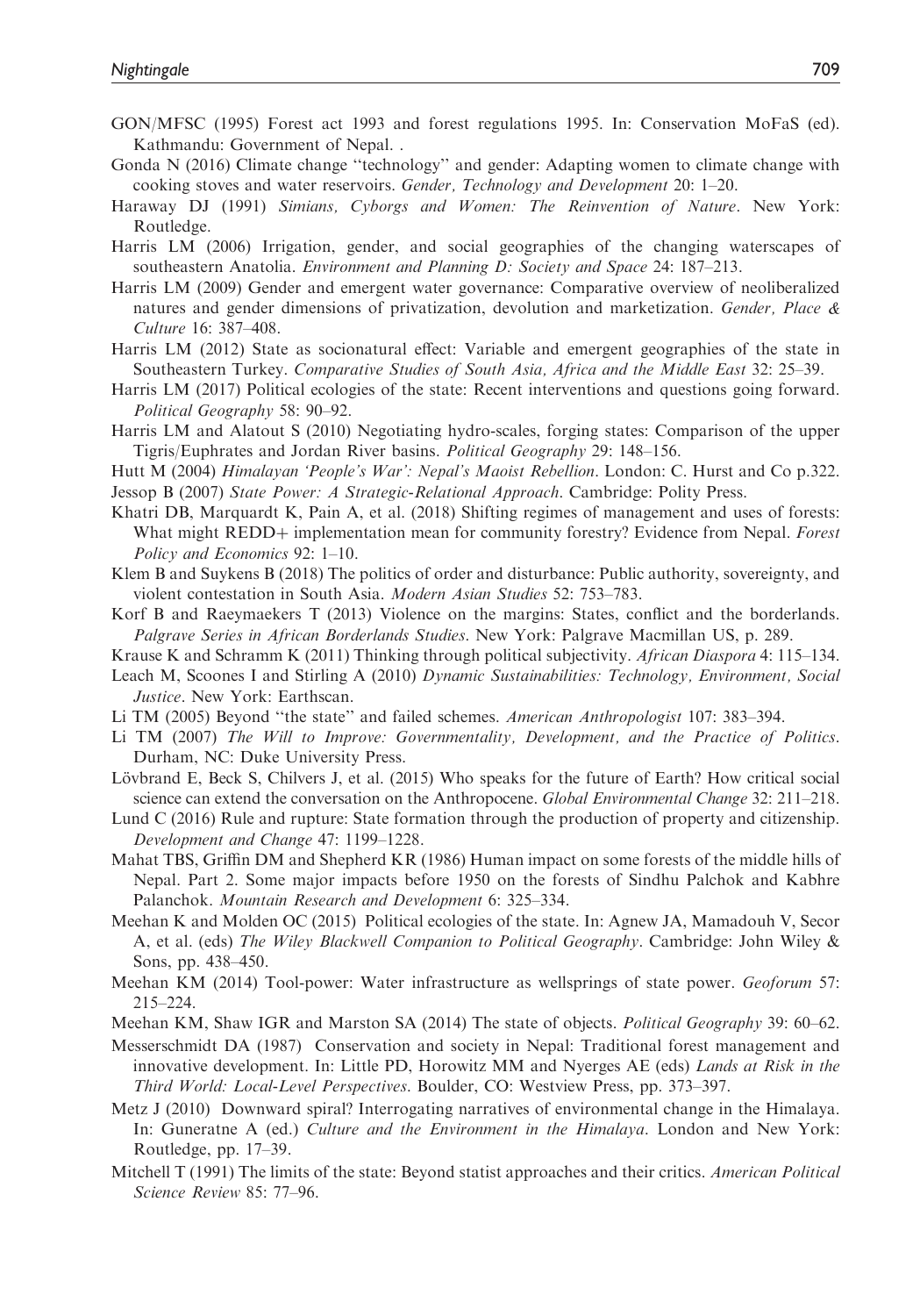GON/MFSC (1995) Forest act 1993 and forest regulations 1995. In: Conservation MoFaS (ed). Kathmandu: Government of Nepal. .

Gonda N (2016) Climate change "technology" and gender: Adapting women to climate change with cooking stoves and water reservoirs. *Gender, Technology and Development* 20: 1–20.

Haraway DJ (1991) *Simians, Cyborgs and Women: The Reinvention of Nature*. New York: Routledge.

Harris LM (2006) Irrigation, gender, and social geographies of the changing waterscapes of southeastern Anatolia. *Environment and Planning D: Society and Space* 24: 187–213.

Harris LM (2009) Gender and emergent water governance: Comparative overview of neoliberalized natures and gender dimensions of privatization, devolution and marketization. *Gender, Place & Culture* 16: 387–408.

Harris LM (2012) State as socionatural effect: Variable and emergent geographies of the state in Southeastern Turkey. *Comparative Studies of South Asia, Africa and the Middle East* 32: 25–39.

Harris LM (2017) Political ecologies of the state: Recent interventions and questions going forward. *Political Geography* 58: 90–92.

Harris LM and Alatout S (2010) Negotiating hydro-scales, forging states: Comparison of the upper Tigris/Euphrates and Jordan River basins. *Political Geography* 29: 148–156.

Hutt M (2004) *Himalayan 'People's War': Nepal's Maoist Rebellion*. London: C. Hurst and Co p.322.

Jessop B (2007) *State Power: A Strategic-Relational Approach*. Cambridge: Polity Press.

Khatri DB, Marquardt K, Pain A, et al. (2018) Shifting regimes of management and uses of forests: What might REDD+ implementation mean for community forestry? Evidence from Nepal. *Forest Policy and Economics* 92: 1–10.

Klem B and Suykens B (2018) The politics of order and disturbance: Public authority, sovereignty, and violent contestation in South Asia. *Modern Asian Studies* 52: 753–783.

Korf B and Raeymaekers T (2013) Violence on the margins: States, conflict and the borderlands. *Palgrave Series in African Borderlands Studies*. New York: Palgrave Macmillan US, p. 289.

Krause K and Schramm K (2011) Thinking through political subjectivity. *African Diaspora* 4: 115–134.

Leach M, Scoones I and Stirling A (2010) *Dynamic Sustainabilities: Technology, Environment, Social Justice*. New York: Earthscan.

Li TM (2005) Beyond "the state" and failed schemes. *American Anthropologist* 107: 383–394.

Li TM (2007) *The Will to Improve: Governmentality, Development, and the Practice of Politics*. Durham, NC: Duke University Press.

Lövbrand E, Beck S, Chilvers J, et al. (2015) Who speaks for the future of Earth? How critical social science can extend the conversation on the Anthropocene. *Global Environmental Change* 32: 211–218.

Lund C (2016) Rule and rupture: State formation through the production of property and citizenship. *Development and Change* 47: 1199–1228.

Mahat TBS, Griffin DM and Shepherd KR (1986) Human impact on some forests of the middle hills of Nepal. Part 2. Some major impacts before 1950 on the forests of Sindhu Palchok and Kabhre Palanchok. *Mountain Research and Development* 6: 325–334.

Meehan K and Molden OC (2015) Political ecologies of the state. In: Agnew JA, Mamadouh V, Secor A, et al. (eds) *The Wiley Blackwell Companion to Political Geography*. Cambridge: John Wiley & Sons, pp. 438–450.

Meehan KM (2014) Tool-power: Water infrastructure as wellsprings of state power. *Geoforum* 57: 215–224.

Meehan KM, Shaw IGR and Marston SA (2014) The state of objects. *Political Geography* 39: 60–62.

Messerschmidt DA (1987) Conservation and society in Nepal: Traditional forest management and innovative development. In: Little PD, Horowitz MM and Nyerges AE (eds) *Lands at Risk in the Third World: Local-Level Perspectives*. Boulder, CO: Westview Press, pp. 373–397.

Metz J (2010) Downward spiral? Interrogating narratives of environmental change in the Himalaya. In: Guneratne A (ed.) *Culture and the Environment in the Himalaya*. London and New York: Routledge, pp. 17–39.

Mitchell T (1991) The limits of the state: Beyond statist approaches and their critics. *American Political Science Review* 85: 77–96.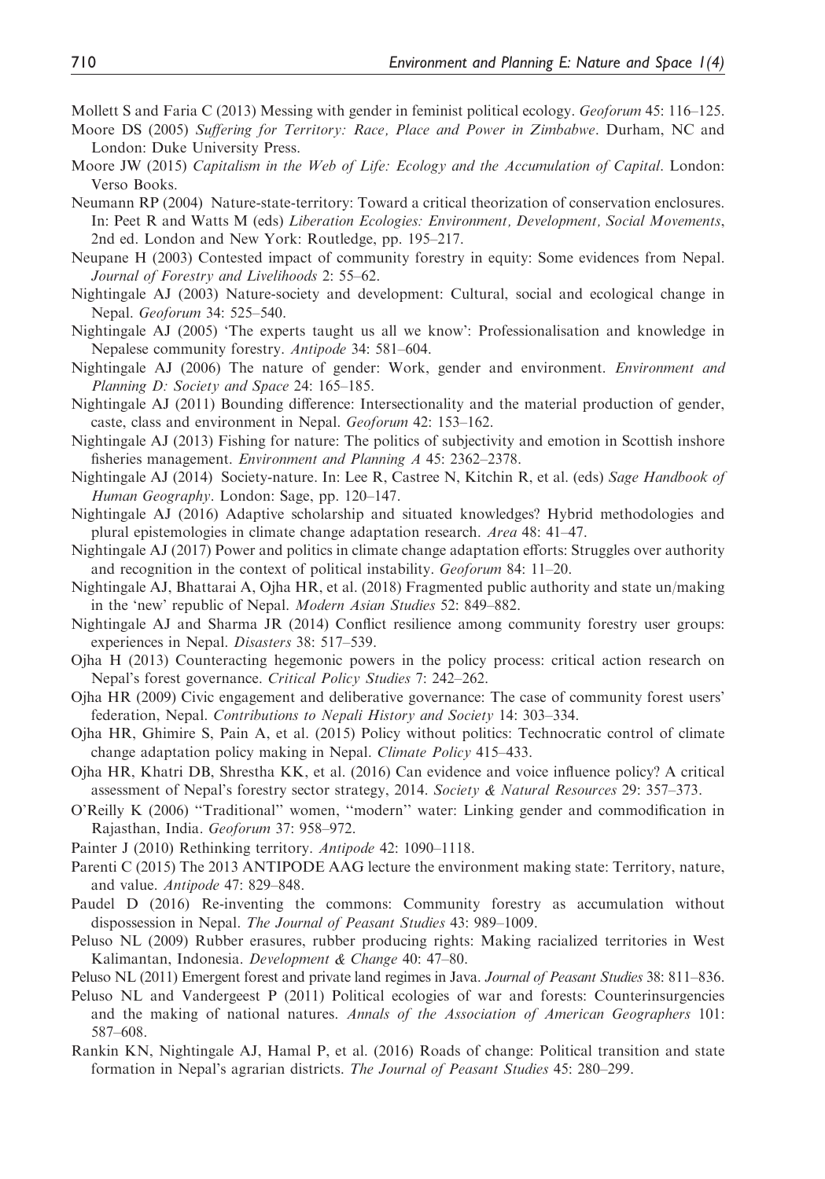Mollett S and Faria C (2013) Messing with gender in feminist political ecology. *Geoforum* 45: 116–125.

Moore DS (2005) *Suffering for Territory: Race, Place and Power in Zimbabwe*. Durham, NC and London: Duke University Press.

Moore JW (2015) *Capitalism in the Web of Life: Ecology and the Accumulation of Capital*. London: Verso Books.

Neumann RP (2004) Nature-state-territory: Toward a critical theorization of conservation enclosures. In: Peet R and Watts M (eds) *Liberation Ecologies: Environment, Development, Social Movements*, 2nd ed. London and New York: Routledge, pp. 195–217.

Neupane H (2003) Contested impact of community forestry in equity: Some evidences from Nepal. *Journal of Forestry and Livelihoods* 2: 55–62.

Nightingale AJ (2003) Nature-society and development: Cultural, social and ecological change in Nepal. *Geoforum* 34: 525–540.

Nightingale AJ (2005) 'The experts taught us all we know': Professionalisation and knowledge in Nepalese community forestry. *Antipode* 34: 581–604.

Nightingale AJ (2006) The nature of gender: Work, gender and environment. *Environment and Planning D: Society and Space* 24: 165–185.

Nightingale AJ (2011) Bounding difference: Intersectionality and the material production of gender, caste, class and environment in Nepal. *Geoforum* 42: 153–162.

Nightingale AJ (2013) Fishing for nature: The politics of subjectivity and emotion in Scottish inshore fisheries management. *Environment and Planning A* 45: 2362–2378.

Nightingale AJ (2014) Society-nature. In: Lee R, Castree N, Kitchin R, et al. (eds) *Sage Handbook of Human Geography*. London: Sage, pp. 120–147.

Nightingale AJ (2016) Adaptive scholarship and situated knowledges? Hybrid methodologies and plural epistemologies in climate change adaptation research. *Area* 48: 41–47.

Nightingale AJ (2017) Power and politics in climate change adaptation efforts: Struggles over authority and recognition in the context of political instability. *Geoforum* 84: 11–20.

Nightingale AJ, Bhattarai A, Ojha HR, et al. (2018) Fragmented public authority and state un/making in the 'new' republic of Nepal. *Modern Asian Studies* 52: 849–882.

Nightingale AJ and Sharma JR (2014) Conflict resilience among community forestry user groups: experiences in Nepal. *Disasters* 38: 517–539.

Ojha H (2013) Counteracting hegemonic powers in the policy process: critical action research on Nepal's forest governance. *Critical Policy Studies* 7: 242–262.

Ojha HR (2009) Civic engagement and deliberative governance: The case of community forest users' federation, Nepal. *Contributions to Nepali History and Society* 14: 303–334.

Ojha HR, Ghimire S, Pain A, et al. (2015) Policy without politics: Technocratic control of climate change adaptation policy making in Nepal. *Climate Policy* 415–433.

Ojha HR, Khatri DB, Shrestha KK, et al. (2016) Can evidence and voice influence policy? A critical assessment of Nepal's forestry sector strategy, 2014. *Society & Natural Resources* 29: 357–373.

O'Reilly K (2006) ''Traditional'' women, ''modern'' water: Linking gender and commodification in Rajasthan, India. *Geoforum* 37: 958–972.

Painter J (2010) Rethinking territory. *Antipode* 42: 1090–1118.

Parenti C (2015) The 2013 ANTIPODE AAG lecture the environment making state: Territory, nature, and value. *Antipode* 47: 829–848.

Paudel D (2016) Re-inventing the commons: Community forestry as accumulation without dispossession in Nepal. *The Journal of Peasant Studies* 43: 989–1009.

Peluso NL (2009) Rubber erasures, rubber producing rights: Making racialized territories in West Kalimantan, Indonesia. *Development & Change* 40: 47–80.

Peluso NL (2011) Emergent forest and private land regimes in Java. *Journal of Peasant Studies* 38: 811–836.

Peluso NL and Vandergeest P (2011) Political ecologies of war and forests: Counterinsurgencies and the making of national natures. *Annals of the Association of American Geographers* 101: 587–608.

Rankin KN, Nightingale AJ, Hamal P, et al. (2016) Roads of change: Political transition and state formation in Nepal's agrarian districts. *The Journal of Peasant Studies* 45: 280–299.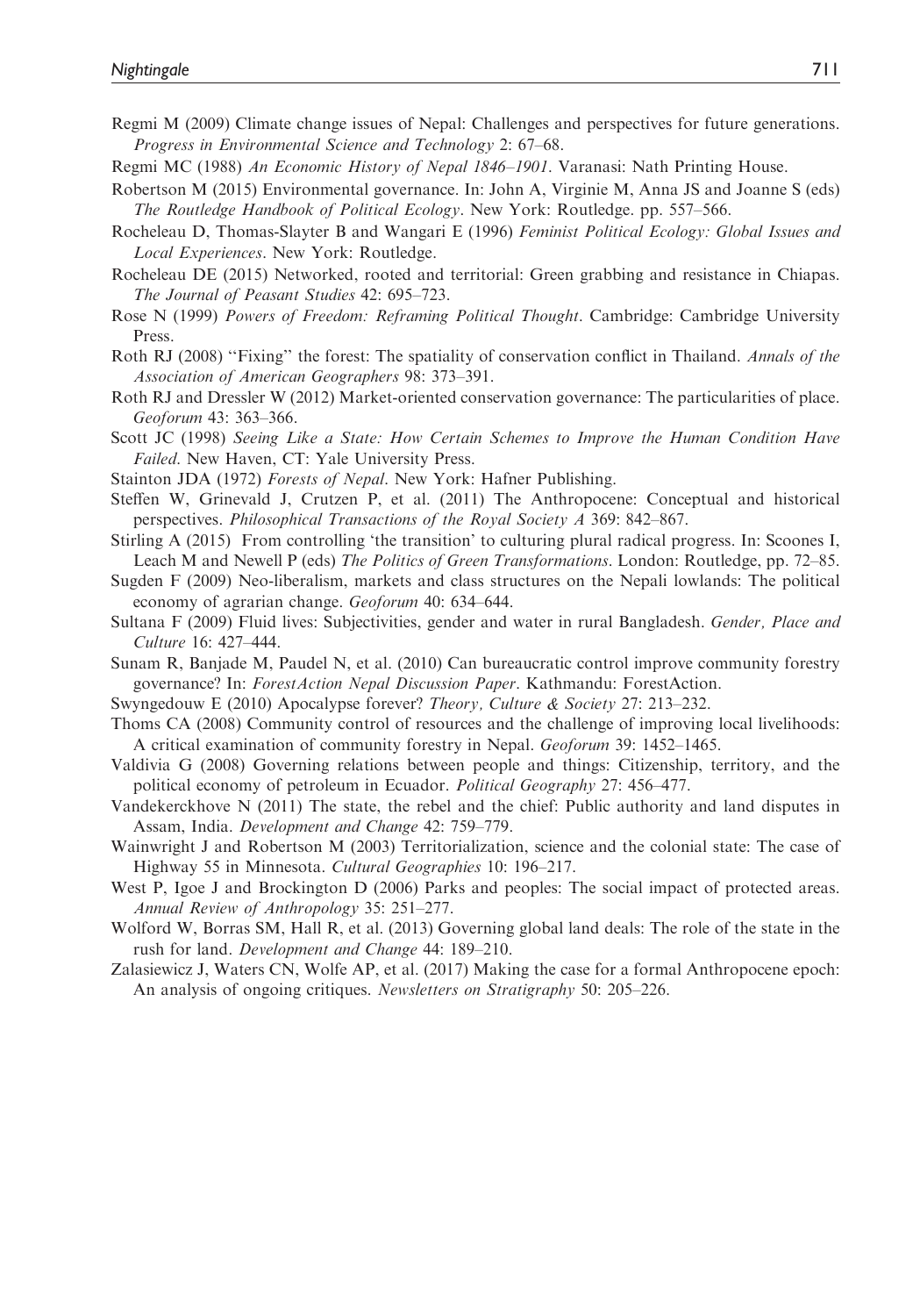Regmi M (2009) Climate change issues of Nepal: Challenges and perspectives for future generations. *Progress in Environmental Science and Technology* 2: 67–68.

Regmi MC (1988) *An Economic History of Nepal 1846–1901*. Varanasi: Nath Printing House.

Robertson M (2015) Environmental governance. In: John A, Virginie M, Anna JS and Joanne S (eds) *The Routledge Handbook of Political Ecology*. New York: Routledge. pp. 557–566.

Rocheleau D, Thomas-Slayter B and Wangari E (1996) *Feminist Political Ecology: Global Issues and Local Experiences*. New York: Routledge.

Rocheleau DE (2015) Networked, rooted and territorial: Green grabbing and resistance in Chiapas. *The Journal of Peasant Studies* 42: 695–723.

Rose N (1999) *Powers of Freedom: Reframing Political Thought*. Cambridge: Cambridge University Press.

Roth RJ (2008) ''Fixing'' the forest: The spatiality of conservation conflict in Thailand. *Annals of the Association of American Geographers* 98: 373–391.

Roth RJ and Dressler W (2012) Market-oriented conservation governance: The particularities of place. *Geoforum* 43: 363–366.

Scott JC (1998) *Seeing Like a State: How Certain Schemes to Improve the Human Condition Have Failed*. New Haven, CT: Yale University Press.

Stainton JDA (1972) *Forests of Nepal*. New York: Hafner Publishing.

Steffen W, Grinevald J, Crutzen P, et al. (2011) The Anthropocene: Conceptual and historical perspectives. *Philosophical Transactions of the Royal Society A* 369: 842–867.

Stirling A (2015) From controlling 'the transition' to culturing plural radical progress. In: Scoones I, Leach M and Newell P (eds) *The Politics of Green Transformations*. London: Routledge, pp. 72–85.

Sugden F (2009) Neo-liberalism, markets and class structures on the Nepali lowlands: The political economy of agrarian change. *Geoforum* 40: 634–644.

Sultana F (2009) Fluid lives: Subjectivities, gender and water in rural Bangladesh. *Gender, Place and Culture* 16: 427–444.

Sunam R, Banjade M, Paudel N, et al. (2010) Can bureaucratic control improve community forestry governance? In: *ForestAction Nepal Discussion Paper*. Kathmandu: ForestAction.

Swyngedouw E (2010) Apocalypse forever? *Theory, Culture & Society* 27: 213–232.

Thoms CA (2008) Community control of resources and the challenge of improving local livelihoods: A critical examination of community forestry in Nepal. *Geoforum* 39: 1452–1465.

Valdivia G (2008) Governing relations between people and things: Citizenship, territory, and the political economy of petroleum in Ecuador. *Political Geography* 27: 456–477.

Vandekerckhove N (2011) The state, the rebel and the chief: Public authority and land disputes in Assam, India. *Development and Change* 42: 759–779.

Wainwright J and Robertson M (2003) Territorialization, science and the colonial state: The case of Highway 55 in Minnesota. *Cultural Geographies* 10: 196–217.

West P, Igoe J and Brockington D (2006) Parks and peoples: The social impact of protected areas. *Annual Review of Anthropology* 35: 251–277.

Wolford W, Borras SM, Hall R, et al. (2013) Governing global land deals: The role of the state in the rush for land. *Development and Change* 44: 189–210.

Zalasiewicz J, Waters CN, Wolfe AP, et al. (2017) Making the case for a formal Anthropocene epoch: An analysis of ongoing critiques. *Newsletters on Stratigraphy* 50: 205–226.